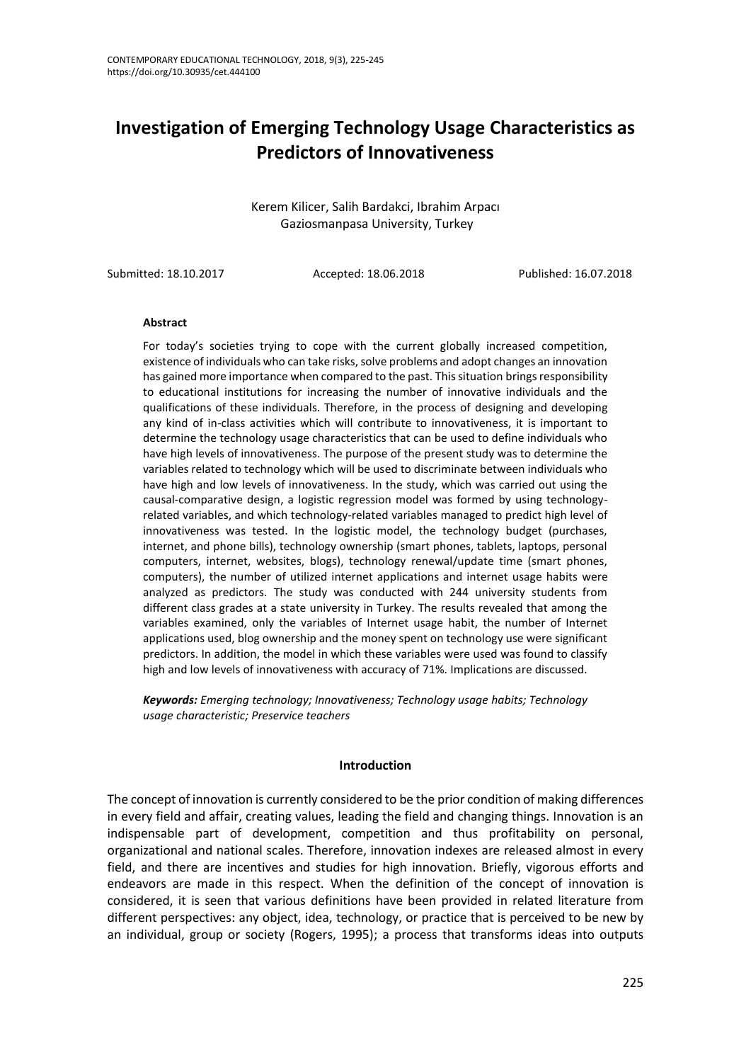# Investigation of Emerging Technology Usage Characteristics as Predictors of Innovativeness

Kerem Kilicer, Salih Bardakci, Ibrahim Arpacı
Gaziosmanpasa University, Turkey

Submitted: 18.10.2017 Accepted: 18.06.2018 Published: 16.07.2018

### Abstract

For today's societies trying to cope with the current globally increased competition, existence of individuals who can take risks, solve problems and adopt changes an innovation has gained more importance when compared to the past. This situation brings responsibility to educational institutions for increasing the number of innovative individuals and the qualifications of these individuals. Therefore, in the process of designing and developing any kind of in-class activities which will contribute to innovativeness, it is important to determine the technology usage characteristics that can be used to define individuals who have high levels of innovativeness. The purpose of the present study was to determine the variables related to technology which will be used to discriminate between individuals who have high and low levels of innovativeness. In the study, which was carried out using the causal-comparative design, a logistic regression model was formed by using technology-related variables, and which technology-related variables managed to predict high level of innovativeness was tested. In the logistic model, the technology budget (purchases, internet, and phone bills), technology ownership (smart phones, tablets, laptops, personal computers, internet, websites, blogs), technology renewal/update time (smart phones, computers), the number of utilized internet applications and internet usage habits were analyzed as predictors. The study was conducted with 244 university students from different class grades at a state university in Turkey. The results revealed that among the variables examined, only the variables of Internet usage habit, the number of Internet applications used, blog ownership and the money spent on technology use were significant predictors. In addition, the model in which these variables were used was found to classify high and low levels of innovativeness with accuracy of 71%. Implications are discussed.

***Keywords:*** *Emerging technology; Innovativeness; Technology usage habits; Technology usage characteristic; Preservice teachers*

## Introduction

The concept of innovation is currently considered to be the prior condition of making differences in every field and affair, creating values, leading the field and changing things. Innovation is an indispensable part of development, competition and thus profitability on personal, organizational and national scales. Therefore, innovation indexes are released almost in every field, and there are incentives and studies for high innovation. Briefly, vigorous efforts and endeavors are made in this respect. When the definition of the concept of innovation is considered, it is seen that various definitions have been provided in related literature from different perspectives: any object, idea, technology, or practice that is perceived to be new by an individual, group or society (Rogers, 1995); a process that transforms ideas into outputs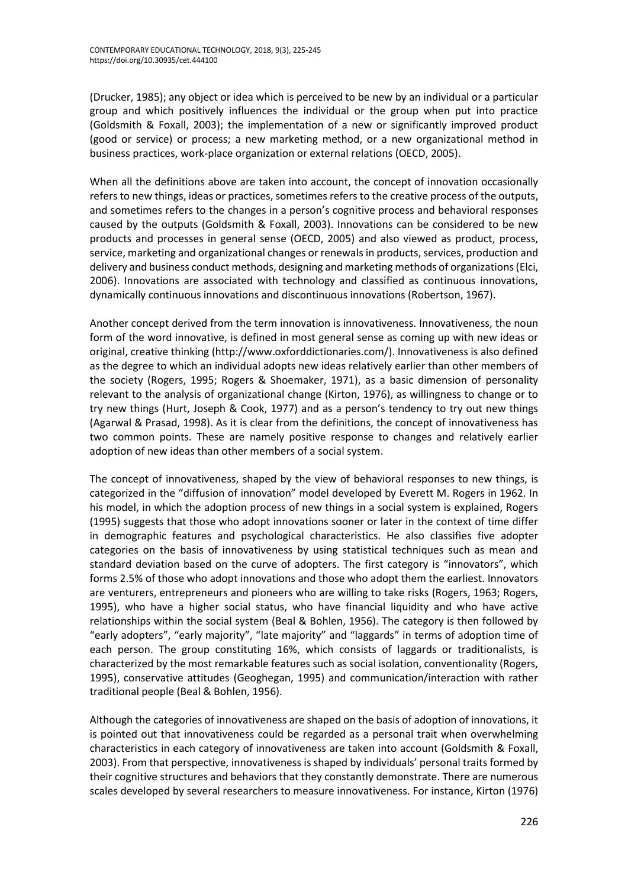(Drucker, 1985); any object or idea which is perceived to be new by an individual or a particular group and which positively influences the individual or the group when put into practice (Goldsmith & Foxall, 2003); the implementation of a new or significantly improved product (good or service) or process; a new marketing method, or a new organizational method in business practices, work-place organization or external relations (OECD, 2005).

When all the definitions above are taken into account, the concept of innovation occasionally refers to new things, ideas or practices, sometimes refers to the creative process of the outputs, and sometimes refers to the changes in a person's cognitive process and behavioral responses caused by the outputs (Goldsmith & Foxall, 2003). Innovations can be considered to be new products and processes in general sense (OECD, 2005) and also viewed as product, process, service, marketing and organizational changes or renewals in products, services, production and delivery and business conduct methods, designing and marketing methods of organizations (Elci, 2006). Innovations are associated with technology and classified as continuous innovations, dynamically continuous innovations and discontinuous innovations (Robertson, 1967).

Another concept derived from the term innovation is innovativeness. Innovativeness, the noun form of the word innovative, is defined in most general sense as coming up with new ideas or original, creative thinking (http://www.oxforddictionaries.com/). Innovativeness is also defined as the degree to which an individual adopts new ideas relatively earlier than other members of the society (Rogers, 1995; Rogers & Shoemaker, 1971), as a basic dimension of personality relevant to the analysis of organizational change (Kirton, 1976), as willingness to change or to try new things (Hurt, Joseph & Cook, 1977) and as a person's tendency to try out new things (Agarwal & Prasad, 1998). As it is clear from the definitions, the concept of innovativeness has two common points. These are namely positive response to changes and relatively earlier adoption of new ideas than other members of a social system.

The concept of innovativeness, shaped by the view of behavioral responses to new things, is categorized in the "diffusion of innovation" model developed by Everett M. Rogers in 1962. In his model, in which the adoption process of new things in a social system is explained, Rogers (1995) suggests that those who adopt innovations sooner or later in the context of time differ in demographic features and psychological characteristics. He also classifies five adopter categories on the basis of innovativeness by using statistical techniques such as mean and standard deviation based on the curve of adopters. The first category is "innovators", which forms 2.5% of those who adopt innovations and those who adopt them the earliest. Innovators are venturers, entrepreneurs and pioneers who are willing to take risks (Rogers, 1963; Rogers, 1995), who have a higher social status, who have financial liquidity and who have active relationships within the social system (Beal & Bohlen, 1956). The category is then followed by "early adopters", "early majority", "late majority" and "laggards" in terms of adoption time of each person. The group constituting 16%, which consists of laggards or traditionalists, is characterized by the most remarkable features such as social isolation, conventionality (Rogers, 1995), conservative attitudes (Geoghegan, 1995) and communication/interaction with rather traditional people (Beal & Bohlen, 1956).

Although the categories of innovativeness are shaped on the basis of adoption of innovations, it is pointed out that innovativeness could be regarded as a personal trait when overwhelming characteristics in each category of innovativeness are taken into account (Goldsmith & Foxall, 2003). From that perspective, innovativeness is shaped by individuals' personal traits formed by their cognitive structures and behaviors that they constantly demonstrate. There are numerous scales developed by several researchers to measure innovativeness. For instance, Kirton (1976)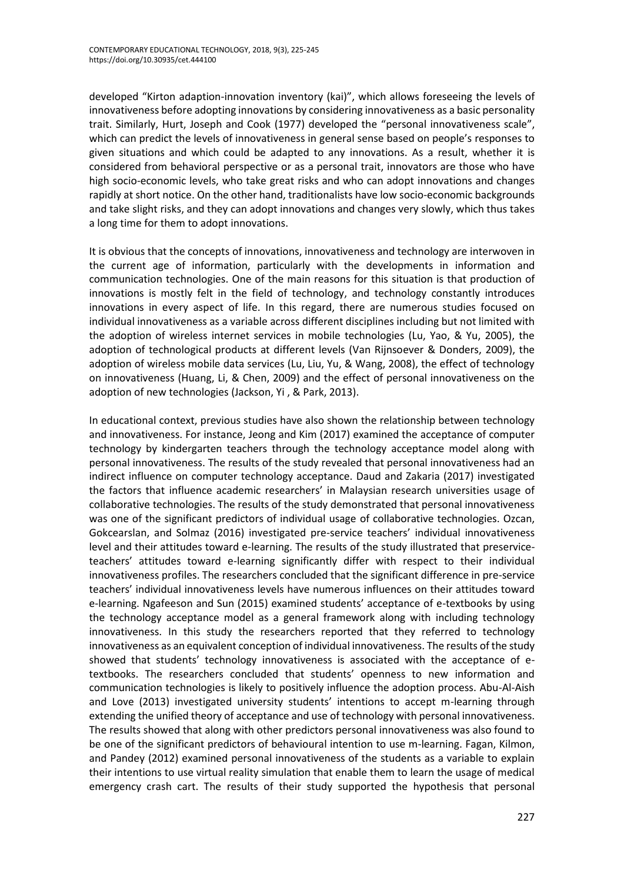developed "Kirton adaption-innovation inventory (kai)", which allows foreseeing the levels of innovativeness before adopting innovations by considering innovativeness as a basic personality trait. Similarly, Hurt, Joseph and Cook (1977) developed the "personal innovativeness scale", which can predict the levels of innovativeness in general sense based on people's responses to given situations and which could be adapted to any innovations. As a result, whether it is considered from behavioral perspective or as a personal trait, innovators are those who have high socio-economic levels, who take great risks and who can adopt innovations and changes rapidly at short notice. On the other hand, traditionalists have low socio-economic backgrounds and take slight risks, and they can adopt innovations and changes very slowly, which thus takes a long time for them to adopt innovations.

It is obvious that the concepts of innovations, innovativeness and technology are interwoven in the current age of information, particularly with the developments in information and communication technologies. One of the main reasons for this situation is that production of innovations is mostly felt in the field of technology, and technology constantly introduces innovations in every aspect of life. In this regard, there are numerous studies focused on individual innovativeness as a variable across different disciplines including but not limited with the adoption of wireless internet services in mobile technologies (Lu, Yao, & Yu, 2005), the adoption of technological products at different levels (Van Rijnsoever & Donders, 2009), the adoption of wireless mobile data services (Lu, Liu, Yu, & Wang, 2008), the effect of technology on innovativeness (Huang, Li, & Chen, 2009) and the effect of personal innovativeness on the adoption of new technologies (Jackson, Yi , & Park, 2013).

In educational context, previous studies have also shown the relationship between technology and innovativeness. For instance, Jeong and Kim (2017) examined the acceptance of computer technology by kindergarten teachers through the technology acceptance model along with personal innovativeness. The results of the study revealed that personal innovativeness had an indirect influence on computer technology acceptance. Daud and Zakaria (2017) investigated the factors that influence academic researchers' in Malaysian research universities usage of collaborative technologies. The results of the study demonstrated that personal innovativeness was one of the significant predictors of individual usage of collaborative technologies. Ozcan, Gokcearslan, and Solmaz (2016) investigated pre-service teachers' individual innovativeness level and their attitudes toward e-learning. The results of the study illustrated that preservice-teachers' attitudes toward e-learning significantly differ with respect to their individual innovativeness profiles. The researchers concluded that the significant difference in pre-service teachers' individual innovativeness levels have numerous influences on their attitudes toward e-learning. Ngafeeson and Sun (2015) examined students' acceptance of e-textbooks by using the technology acceptance model as a general framework along with including technology innovativeness. In this study the researchers reported that they referred to technology innovativeness as an equivalent conception of individual innovativeness. The results of the study showed that students' technology innovativeness is associated with the acceptance of e-textbooks. The researchers concluded that students' openness to new information and communication technologies is likely to positively influence the adoption process. Abu-Al-Aish and Love (2013) investigated university students' intentions to accept m-learning through extending the unified theory of acceptance and use of technology with personal innovativeness. The results showed that along with other predictors personal innovativeness was also found to be one of the significant predictors of behavioural intention to use m-learning. Fagan, Kilmon, and Pandey (2012) examined personal innovativeness of the students as a variable to explain their intentions to use virtual reality simulation that enable them to learn the usage of medical emergency crash cart. The results of their study supported the hypothesis that personal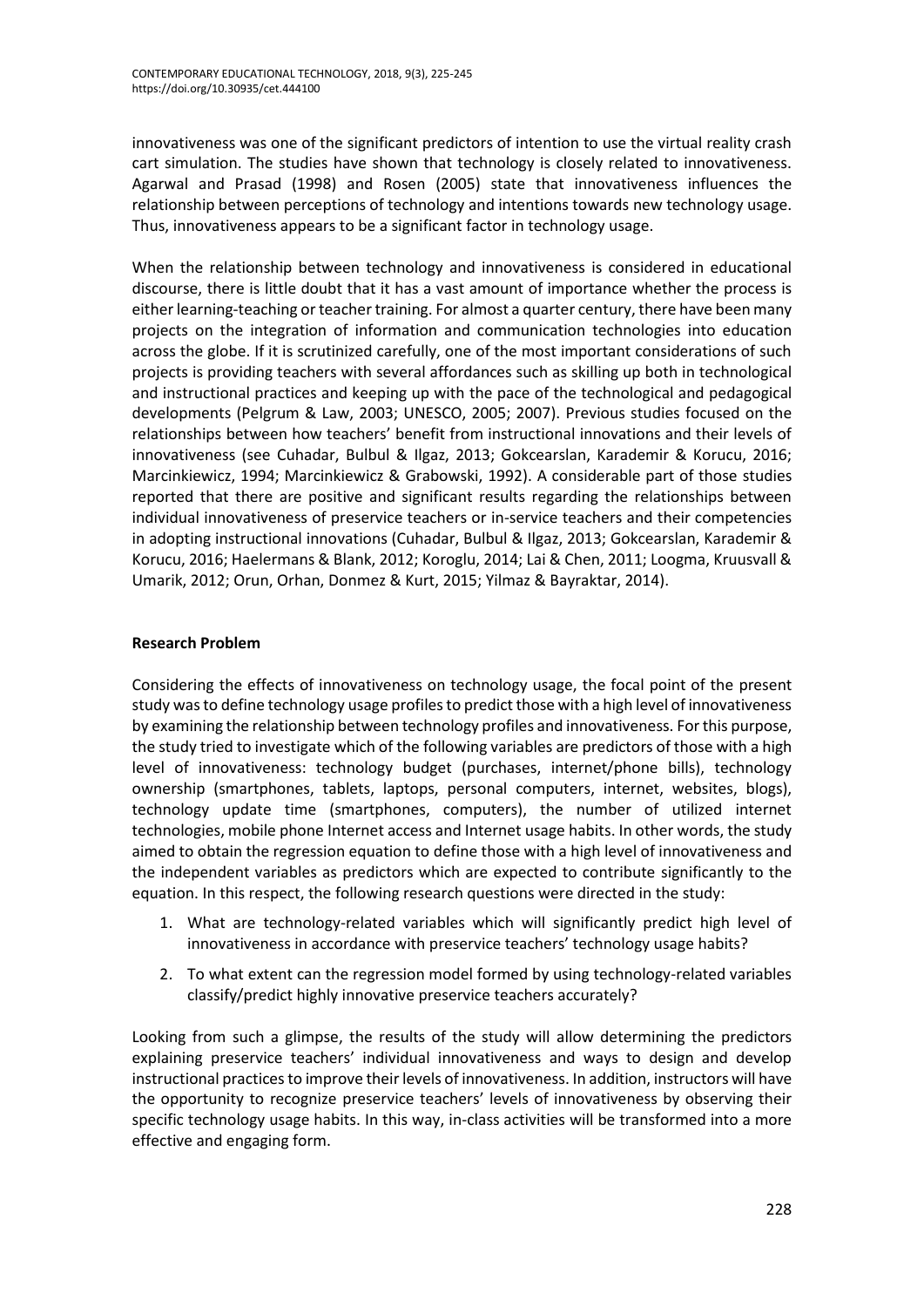innovativeness was one of the significant predictors of intention to use the virtual reality crash cart simulation. The studies have shown that technology is closely related to innovativeness. Agarwal and Prasad (1998) and Rosen (2005) state that innovativeness influences the relationship between perceptions of technology and intentions towards new technology usage. Thus, innovativeness appears to be a significant factor in technology usage.

When the relationship between technology and innovativeness is considered in educational discourse, there is little doubt that it has a vast amount of importance whether the process is either learning-teaching or teacher training. For almost a quarter century, there have been many projects on the integration of information and communication technologies into education across the globe. If it is scrutinized carefully, one of the most important considerations of such projects is providing teachers with several affordances such as skilling up both in technological and instructional practices and keeping up with the pace of the technological and pedagogical developments (Pelgrum & Law, 2003; UNESCO, 2005; 2007). Previous studies focused on the relationships between how teachers' benefit from instructional innovations and their levels of innovativeness (see Cuhadar, Bulbul & Ilgaz, 2013; Gokcearslan, Karademir & Korucu, 2016; Marcinkiewicz, 1994; Marcinkiewicz & Grabowski, 1992). A considerable part of those studies reported that there are positive and significant results regarding the relationships between individual innovativeness of preservice teachers or in-service teachers and their competencies in adopting instructional innovations (Cuhadar, Bulbul & Ilgaz, 2013; Gokcearslan, Karademir & Korucu, 2016; Haelermans & Blank, 2012; Koroglu, 2014; Lai & Chen, 2011; Loogma, Kruusvall & Umarik, 2012; Orun, Orhan, Donmez & Kurt, 2015; Yilmaz & Bayraktar, 2014).

## Research Problem

Considering the effects of innovativeness on technology usage, the focal point of the present study was to define technology usage profiles to predict those with a high level of innovativeness by examining the relationship between technology profiles and innovativeness. For this purpose, the study tried to investigate which of the following variables are predictors of those with a high level of innovativeness: technology budget (purchases, internet/phone bills), technology ownership (smartphones, tablets, laptops, personal computers, internet, websites, blogs), technology update time (smartphones, computers), the number of utilized internet technologies, mobile phone Internet access and Internet usage habits. In other words, the study aimed to obtain the regression equation to define those with a high level of innovativeness and the independent variables as predictors which are expected to contribute significantly to the equation. In this respect, the following research questions were directed in the study:

1. What are technology-related variables which will significantly predict high level of innovativeness in accordance with preservice teachers' technology usage habits?
2. To what extent can the regression model formed by using technology-related variables classify/predict highly innovative preservice teachers accurately?

Looking from such a glimpse, the results of the study will allow determining the predictors explaining preservice teachers' individual innovativeness and ways to design and develop instructional practices to improve their levels of innovativeness. In addition, instructors will have the opportunity to recognize preservice teachers' levels of innovativeness by observing their specific technology usage habits. In this way, in-class activities will be transformed into a more effective and engaging form.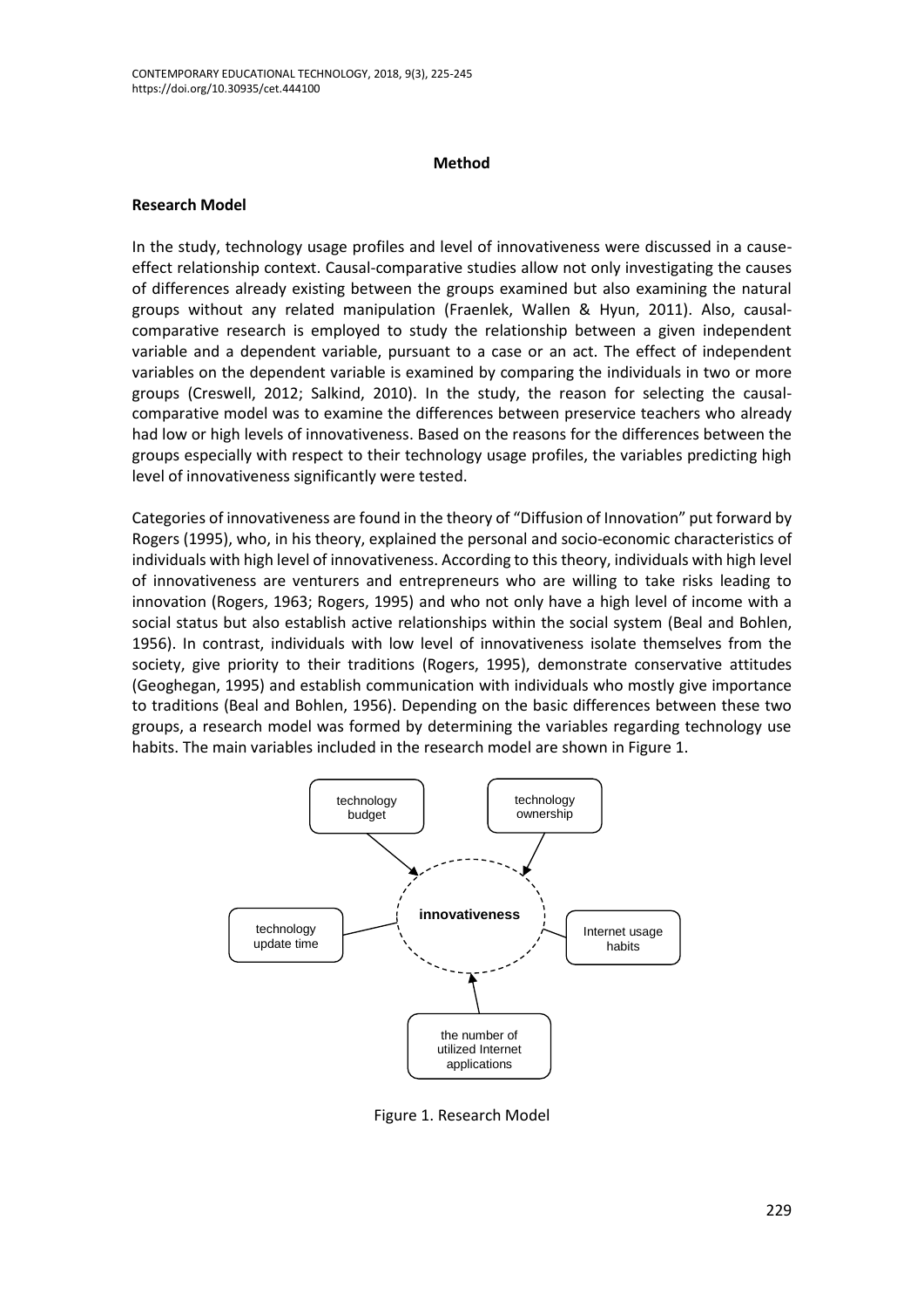## Method

### Research Model

In the study, technology usage profiles and level of innovativeness were discussed in a cause-effect relationship context. Causal-comparative studies allow not only investigating the causes of differences already existing between the groups examined but also examining the natural groups without any related manipulation (Fraenlek, Wallen & Hyun, 2011). Also, causal-comparative research is employed to study the relationship between a given independent variable and a dependent variable, pursuant to a case or an act. The effect of independent variables on the dependent variable is examined by comparing the individuals in two or more groups (Creswell, 2012; Salkind, 2010). In the study, the reason for selecting the causal-comparative model was to examine the differences between preservice teachers who already had low or high levels of innovativeness. Based on the reasons for the differences between the groups especially with respect to their technology usage profiles, the variables predicting high level of innovativeness significantly were tested.

Categories of innovativeness are found in the theory of "Diffusion of Innovation" put forward by Rogers (1995), who, in his theory, explained the personal and socio-economic characteristics of individuals with high level of innovativeness. According to this theory, individuals with high level of innovativeness are venturers and entrepreneurs who are willing to take risks leading to innovation (Rogers, 1963; Rogers, 1995) and who not only have a high level of income with a social status but also establish active relationships within the social system (Beal and Bohlen, 1956). In contrast, individuals with low level of innovativeness isolate themselves from the society, give priority to their traditions (Rogers, 1995), demonstrate conservative attitudes (Geoghegan, 1995) and establish communication with individuals who mostly give importance to traditions (Beal and Bohlen, 1956). Depending on the basic differences between these two groups, a research model was formed by determining the variables regarding technology use habits. The main variables included in the research model are shown in Figure 1.

technology budget

technology ownership

technology update time

innovativeness

Internet usage habits

the number of utilized Internet applications

Figure 1. Research Model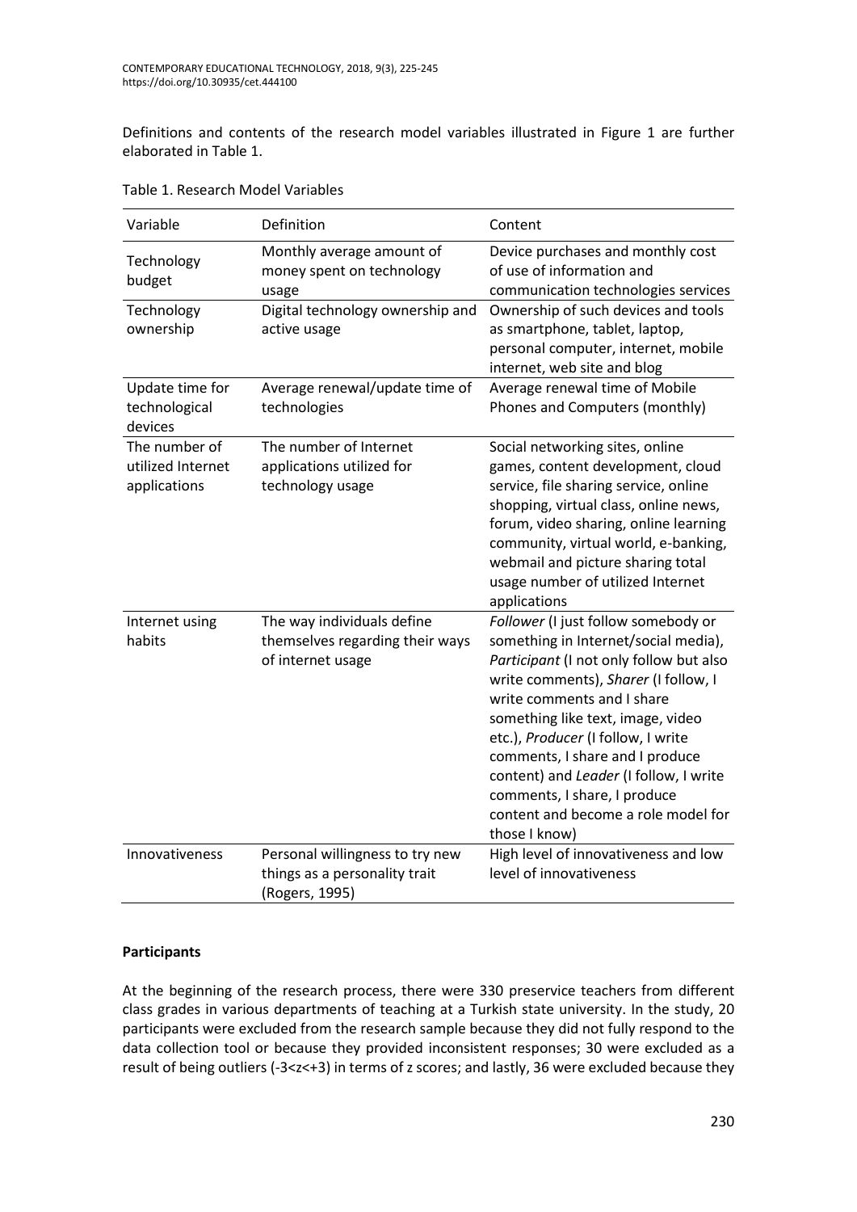Definitions and contents of the research model variables illustrated in Figure 1 are further elaborated in Table 1.

Table 1. Research Model Variables

| Variable | Definition | Content |
|---|---|---|
| Technology budget | Monthly average amount of money spent on technology usage | Device purchases and monthly cost of use of information and communication technologies services |
| Technology ownership | Digital technology ownership and active usage | Ownership of such devices and tools as smartphone, tablet, laptop, personal computer, internet, mobile internet, web site and blog |
| Update time for technological devices | Average renewal/update time of technologies | Average renewal time of Mobile Phones and Computers (monthly) |
| The number of utilized Internet applications | The number of Internet applications utilized for technology usage | Social networking sites, online games, content development, cloud service, file sharing service, online shopping, virtual class, online news, forum, video sharing, online learning community, virtual world, e-banking, webmail and picture sharing total usage number of utilized Internet applications |
| Internet using habits | The way individuals define themselves regarding their ways of internet usage | *Follower* (I just follow somebody or something in Internet/social media), *Participant* (I not only follow but also write comments), *Sharer* (I follow, I write comments and I share something like text, image, video etc.), *Producer* (I follow, I write comments, I share and I produce content) and *Leader* (I follow, I write comments, I share, I produce content and become a role model for those I know) |
| Innovativeness | Personal willingness to try new things as a personality trait (Rogers, 1995) | High level of innovativeness and low level of innovativeness |

**Participants**

At the beginning of the research process, there were 330 preservice teachers from different class grades in various departments of teaching at a Turkish state university. In the study, 20 participants were excluded from the research sample because they did not fully respond to the data collection tool or because they provided inconsistent responses; 30 were excluded as a result of being outliers ($-3<z<+3$) in terms of z scores; and lastly, 36 were excluded because they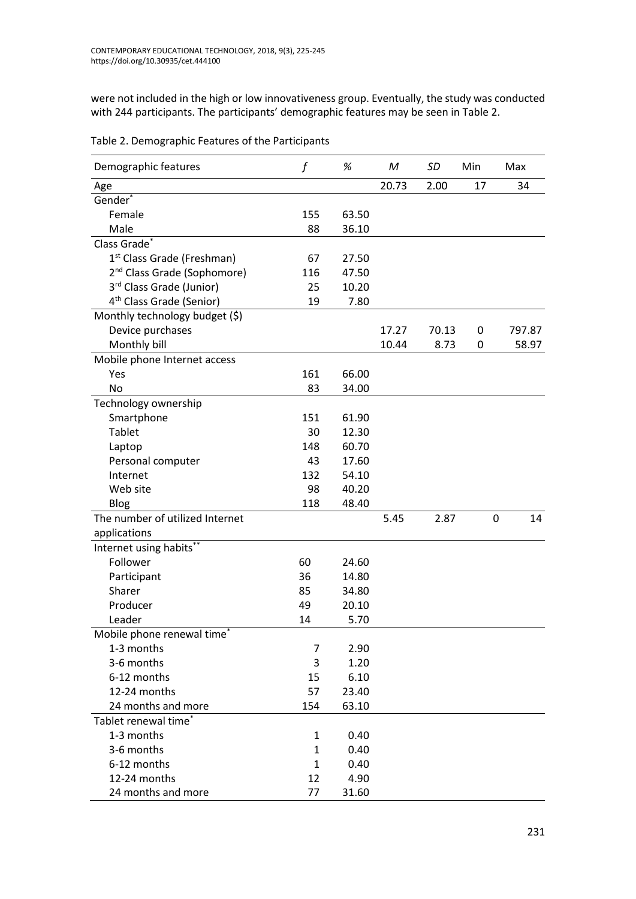were not included in the high or low innovativeness group. Eventually, the study was conducted with 244 participants. The participants' demographic features may be seen in Table 2.

Table 2. Demographic Features of the Participants

| Demographic features | *f* | % | *M* | *SD* | Min | Max |
|---|---|---|---|---|---|---|
| Age | | | 20.73 | 2.00 | 17 | 34 |
| Gender* | | | | | | |
| Female | 155 | 63.50 | | | | |
| Male | 88 | 36.10 | | | | |
| Class Grade* | | | | | | |
| 1st Class Grade (Freshman) | 67 | 27.50 | | | | |
| 2nd Class Grade (Sophomore) | 116 | 47.50 | | | | |
| 3rd Class Grade (Junior) | 25 | 10.20 | | | | |
| 4th Class Grade (Senior) | 19 | 7.80 | | | | |
| Monthly technology budget ($) | | | | | | |
| Device purchases | | | 17.27 | 70.13 | 0 | 797.87 |
| Monthly bill | | | 10.44 | 8.73 | 0 | 58.97 |
| Mobile phone Internet access | | | | | | |
| Yes | 161 | 66.00 | | | | |
| No | 83 | 34.00 | | | | |
| Technology ownership | | | | | | |
| Smartphone | 151 | 61.90 | | | | |
| Tablet | 30 | 12.30 | | | | |
| Laptop | 148 | 60.70 | | | | |
| Personal computer | 43 | 17.60 | | | | |
| Internet | 132 | 54.10 | | | | |
| Web site | 98 | 40.20 | | | | |
| Blog | 118 | 48.40 | | | | |
| The number of utilized Internet applications | | | 5.45 | 2.87 | 0 | 14 |
| Internet using habits** | | | | | | |
| Follower | 60 | 24.60 | | | | |
| Participant | 36 | 14.80 | | | | |
| Sharer | 85 | 34.80 | | | | |
| Producer | 49 | 20.10 | | | | |
| Leader | 14 | 5.70 | | | | |
| Mobile phone renewal time* | | | | | | |
| 1-3 months | 7 | 2.90 | | | | |
| 3-6 months | 3 | 1.20 | | | | |
| 6-12 months | 15 | 6.10 | | | | |
| 12-24 months | 57 | 23.40 | | | | |
| 24 months and more | 154 | 63.10 | | | | |
| Tablet renewal time* | | | | | | |
| 1-3 months | 1 | 0.40 | | | | |
| 3-6 months | 1 | 0.40 | | | | |
| 6-12 months | 1 | 0.40 | | | | |
| 12-24 months | 12 | 4.90 | | | | |
| 24 months and more | 77 | 31.60 | | | | |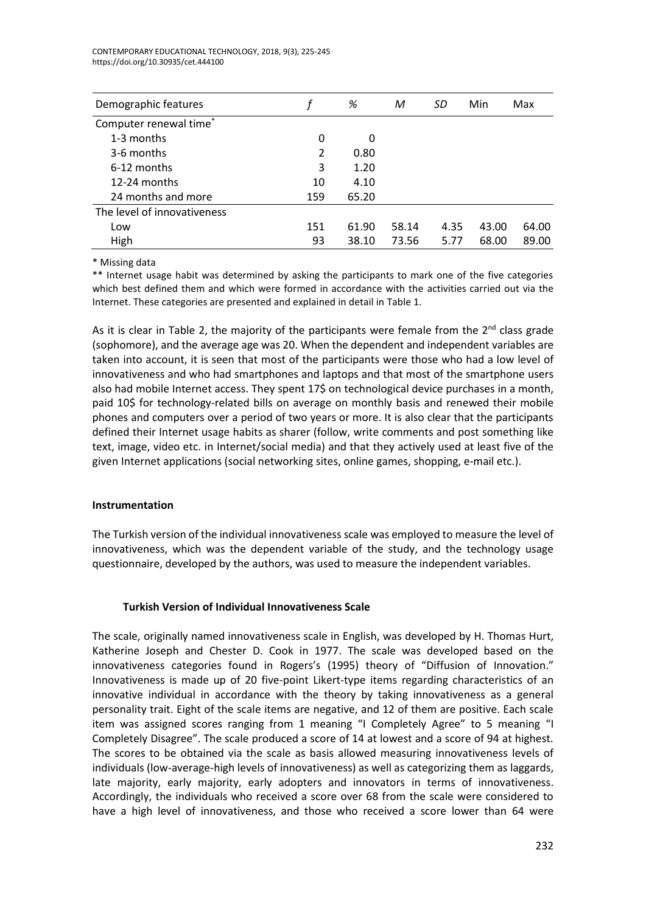| Demographic features | *f* | % | *M* | *SD* | Min | Max |
|---|---|---|---|---|---|---|
| Computer renewal time* | | | | | | |
| 1-3 months | 0 | 0 | | | | |
| 3-6 months | 2 | 0.80 | | | | |
| 6-12 months | 3 | 1.20 | | | | |
| 12-24 months | 10 | 4.10 | | | | |
| 24 months and more | 159 | 65.20 | | | | |
| The level of innovativeness | | | | | | |
| Low | 151 | 61.90 | 58.14 | 4.35 | 43.00 | 64.00 |
| High | 93 | 38.10 | 73.56 | 5.77 | 68.00 | 89.00 |

\* Missing data

\*\* Internet usage habit was determined by asking the participants to mark one of the five categories which best defined them and which were formed in accordance with the activities carried out via the Internet. These categories are presented and explained in detail in Table 1.

As it is clear in Table 2, the majority of the participants were female from the 2nd class grade (sophomore), and the average age was 20. When the dependent and independent variables are taken into account, it is seen that most of the participants were those who had a low level of innovativeness and who had smartphones and laptops and that most of the smartphone users also had mobile Internet access. They spent 17$ on technological device purchases in a month, paid 10$ for technology-related bills on average on monthly basis and renewed their mobile phones and computers over a period of two years or more. It is also clear that the participants defined their Internet usage habits as sharer (follow, write comments and post something like text, image, video etc. in Internet/social media) and that they actively used at least five of the given Internet applications (social networking sites, online games, shopping, e-mail etc.).

## Instrumentation

The Turkish version of the individual innovativeness scale was employed to measure the level of innovativeness, which was the dependent variable of the study, and the technology usage questionnaire, developed by the authors, was used to measure the independent variables.

### Turkish Version of Individual Innovativeness Scale

The scale, originally named innovativeness scale in English, was developed by H. Thomas Hurt, Katherine Joseph and Chester D. Cook in 1977. The scale was developed based on the innovativeness categories found in Rogers's (1995) theory of "Diffusion of Innovation." Innovativeness is made up of 20 five-point Likert-type items regarding characteristics of an innovative individual in accordance with the theory by taking innovativeness as a general personality trait. Eight of the scale items are negative, and 12 of them are positive. Each scale item was assigned scores ranging from 1 meaning "I Completely Agree" to 5 meaning "I Completely Disagree". The scale produced a score of 14 at lowest and a score of 94 at highest. The scores to be obtained via the scale as basis allowed measuring innovativeness levels of individuals (low-average-high levels of innovativeness) as well as categorizing them as laggards, late majority, early majority, early adopters and innovators in terms of innovativeness. Accordingly, the individuals who received a score over 68 from the scale were considered to have a high level of innovativeness, and those who received a score lower than 64 were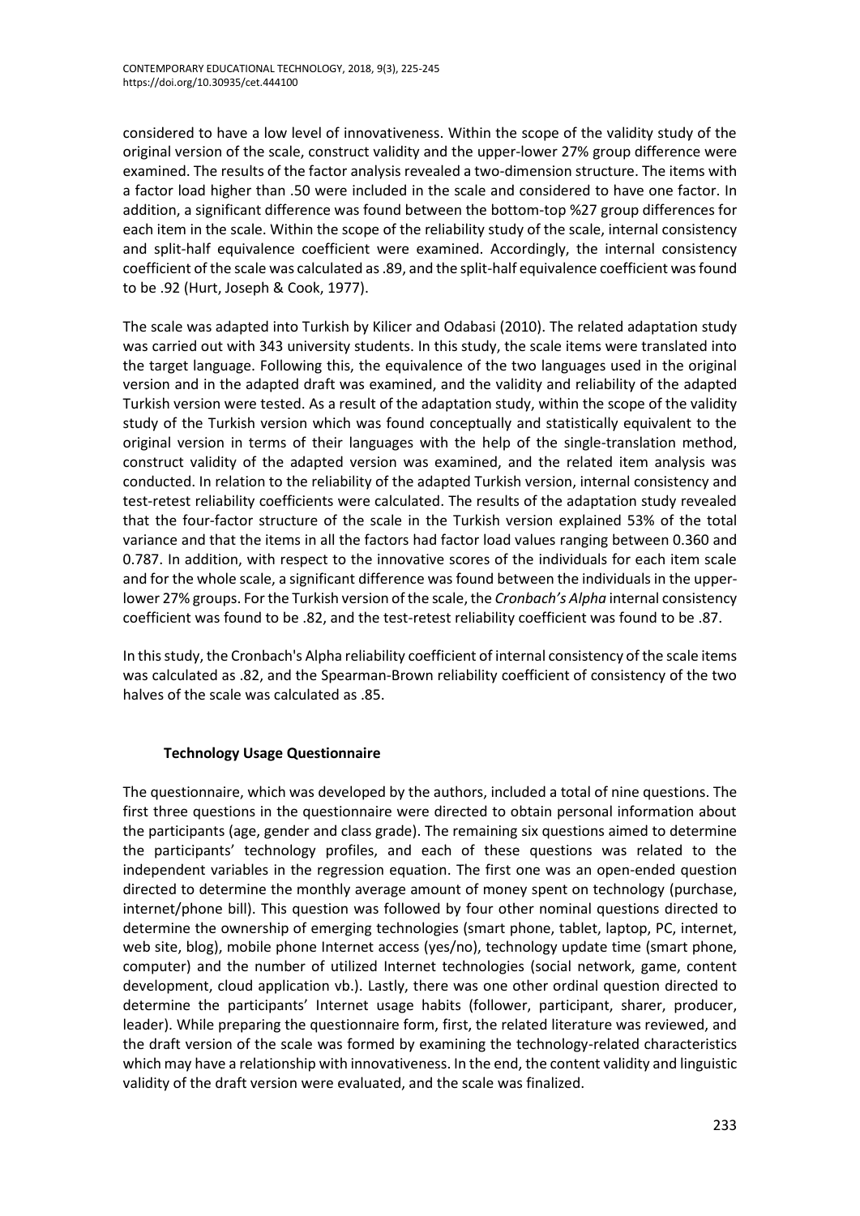considered to have a low level of innovativeness. Within the scope of the validity study of the original version of the scale, construct validity and the upper-lower 27% group difference were examined. The results of the factor analysis revealed a two-dimension structure. The items with a factor load higher than .50 were included in the scale and considered to have one factor. In addition, a significant difference was found between the bottom-top %27 group differences for each item in the scale. Within the scope of the reliability study of the scale, internal consistency and split-half equivalence coefficient were examined. Accordingly, the internal consistency coefficient of the scale was calculated as .89, and the split-half equivalence coefficient was found to be .92 (Hurt, Joseph & Cook, 1977).

The scale was adapted into Turkish by Kilicer and Odabasi (2010). The related adaptation study was carried out with 343 university students. In this study, the scale items were translated into the target language. Following this, the equivalence of the two languages used in the original version and in the adapted draft was examined, and the validity and reliability of the adapted Turkish version were tested. As a result of the adaptation study, within the scope of the validity study of the Turkish version which was found conceptually and statistically equivalent to the original version in terms of their languages with the help of the single-translation method, construct validity of the adapted version was examined, and the related item analysis was conducted. In relation to the reliability of the adapted Turkish version, internal consistency and test-retest reliability coefficients were calculated. The results of the adaptation study revealed that the four-factor structure of the scale in the Turkish version explained 53% of the total variance and that the items in all the factors had factor load values ranging between 0.360 and 0.787. In addition, with respect to the innovative scores of the individuals for each item scale and for the whole scale, a significant difference was found between the individuals in the upper-lower 27% groups. For the Turkish version of the scale, the *Cronbach's Alpha* internal consistency coefficient was found to be .82, and the test-retest reliability coefficient was found to be .87.

In this study, the Cronbach's Alpha reliability coefficient of internal consistency of the scale items was calculated as .82, and the Spearman-Brown reliability coefficient of consistency of the two halves of the scale was calculated as .85.

### Technology Usage Questionnaire

The questionnaire, which was developed by the authors, included a total of nine questions. The first three questions in the questionnaire were directed to obtain personal information about the participants (age, gender and class grade). The remaining six questions aimed to determine the participants' technology profiles, and each of these questions was related to the independent variables in the regression equation. The first one was an open-ended question directed to determine the monthly average amount of money spent on technology (purchase, internet/phone bill). This question was followed by four other nominal questions directed to determine the ownership of emerging technologies (smart phone, tablet, laptop, PC, internet, web site, blog), mobile phone Internet access (yes/no), technology update time (smart phone, computer) and the number of utilized Internet technologies (social network, game, content development, cloud application vb.). Lastly, there was one other ordinal question directed to determine the participants' Internet usage habits (follower, participant, sharer, producer, leader). While preparing the questionnaire form, first, the related literature was reviewed, and the draft version of the scale was formed by examining the technology-related characteristics which may have a relationship with innovativeness. In the end, the content validity and linguistic validity of the draft version were evaluated, and the scale was finalized.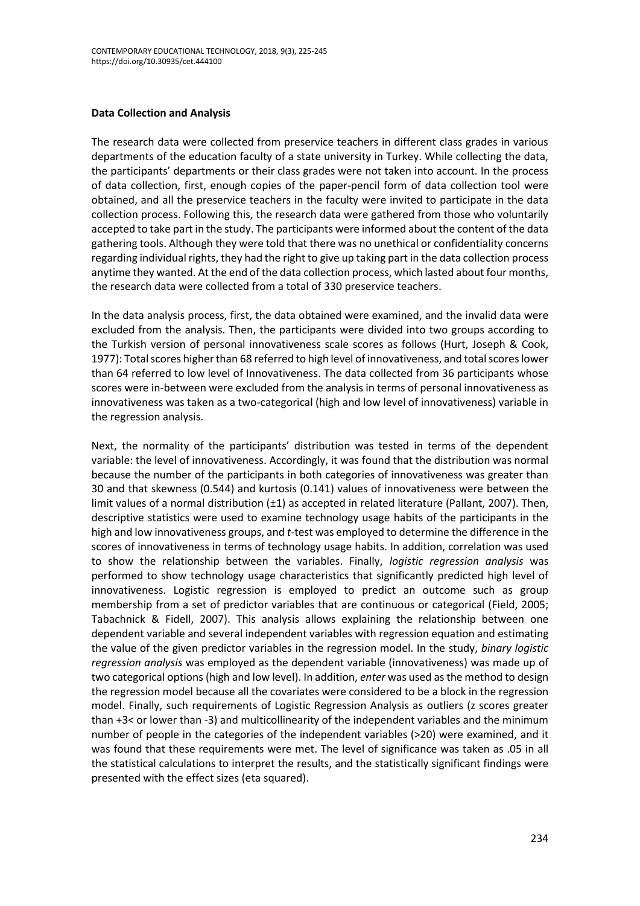### Data Collection and Analysis

The research data were collected from preservice teachers in different class grades in various departments of the education faculty of a state university in Turkey. While collecting the data, the participants' departments or their class grades were not taken into account. In the process of data collection, first, enough copies of the paper-pencil form of data collection tool were obtained, and all the preservice teachers in the faculty were invited to participate in the data collection process. Following this, the research data were gathered from those who voluntarily accepted to take part in the study. The participants were informed about the content of the data gathering tools. Although they were told that there was no unethical or confidentiality concerns regarding individual rights, they had the right to give up taking part in the data collection process anytime they wanted. At the end of the data collection process, which lasted about four months, the research data were collected from a total of 330 preservice teachers.

In the data analysis process, first, the data obtained were examined, and the invalid data were excluded from the analysis. Then, the participants were divided into two groups according to the Turkish version of personal innovativeness scale scores as follows (Hurt, Joseph & Cook, 1977): Total scores higher than 68 referred to high level of innovativeness, and total scores lower than 64 referred to low level of Innovativeness. The data collected from 36 participants whose scores were in-between were excluded from the analysis in terms of personal innovativeness as innovativeness was taken as a two-categorical (high and low level of innovativeness) variable in the regression analysis.

Next, the normality of the participants' distribution was tested in terms of the dependent variable: the level of innovativeness. Accordingly, it was found that the distribution was normal because the number of the participants in both categories of innovativeness was greater than 30 and that skewness (0.544) and kurtosis (0.141) values of innovativeness were between the limit values of a normal distribution (±1) as accepted in related literature (Pallant, 2007). Then, descriptive statistics were used to examine technology usage habits of the participants in the high and low innovativeness groups, and *t*-test was employed to determine the difference in the scores of innovativeness in terms of technology usage habits. In addition, correlation was used to show the relationship between the variables. Finally, *logistic regression analysis* was performed to show technology usage characteristics that significantly predicted high level of innovativeness. Logistic regression is employed to predict an outcome such as group membership from a set of predictor variables that are continuous or categorical (Field, 2005; Tabachnick & Fidell, 2007). This analysis allows explaining the relationship between one dependent variable and several independent variables with regression equation and estimating the value of the given predictor variables in the regression model. In the study, *binary logistic regression analysis* was employed as the dependent variable (innovativeness) was made up of two categorical options (high and low level). In addition, *enter* was used as the method to design the regression model because all the covariates were considered to be a block in the regression model. Finally, such requirements of Logistic Regression Analysis as outliers (z scores greater than +3< or lower than -3) and multicollinearity of the independent variables and the minimum number of people in the categories of the independent variables (>20) were examined, and it was found that these requirements were met. The level of significance was taken as .05 in all the statistical calculations to interpret the results, and the statistically significant findings were presented with the effect sizes (eta squared).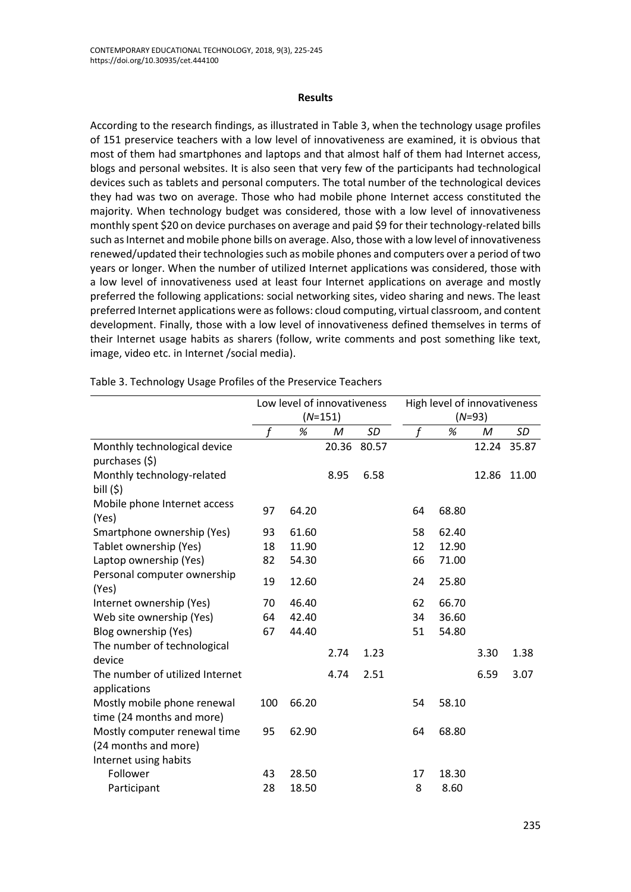**Results**

According to the research findings, as illustrated in Table 3, when the technology usage profiles of 151 preservice teachers with a low level of innovativeness are examined, it is obvious that most of them had smartphones and laptops and that almost half of them had Internet access, blogs and personal websites. It is also seen that very few of the participants had technological devices such as tablets and personal computers. The total number of the technological devices they had was two on average. Those who had mobile phone Internet access constituted the majority. When technology budget was considered, those with a low level of innovativeness monthly spent $20 on device purchases on average and paid $9 for their technology-related bills such as Internet and mobile phone bills on average. Also, those with a low level of innovativeness renewed/updated their technologies such as mobile phones and computers over a period of two years or longer. When the number of utilized Internet applications was considered, those with a low level of innovativeness used at least four Internet applications on average and mostly preferred the following applications: social networking sites, video sharing and news. The least preferred Internet applications were as follows: cloud computing, virtual classroom, and content development. Finally, those with a low level of innovativeness defined themselves in terms of their Internet usage habits as sharers (follow, write comments and post something like text, image, video etc. in Internet /social media).

Table 3. Technology Usage Profiles of the Preservice Teachers

| | Low level of innovativeness (*N*=151) | | | | High level of innovativeness (*N*=93) | | | |
|---|---|---|---|---|---|---|---|---|
| | *f* | % | *M* | *SD* | *f* | % | *M* | *SD* |
| Monthly technological device purchases ($) | | | 20.36 | 80.57 | | | 12.24 | 35.87 |
| Monthly technology-related bill ($) | | | 8.95 | 6.58 | | | 12.86 | 11.00 |
| Mobile phone Internet access (Yes) | 97 | 64.20 | | | 64 | 68.80 | | |
| Smartphone ownership (Yes) | 93 | 61.60 | | | 58 | 62.40 | | |
| Tablet ownership (Yes) | 18 | 11.90 | | | 12 | 12.90 | | |
| Laptop ownership (Yes) | 82 | 54.30 | | | 66 | 71.00 | | |
| Personal computer ownership (Yes) | 19 | 12.60 | | | 24 | 25.80 | | |
| Internet ownership (Yes) | 70 | 46.40 | | | 62 | 66.70 | | |
| Web site ownership (Yes) | 64 | 42.40 | | | 34 | 36.60 | | |
| Blog ownership (Yes) | 67 | 44.40 | | | 51 | 54.80 | | |
| The number of technological device | | | 2.74 | 1.23 | | | 3.30 | 1.38 |
| The number of utilized Internet applications | | | 4.74 | 2.51 | | | 6.59 | 3.07 |
| Mostly mobile phone renewal time (24 months and more) | 100 | 66.20 | | | 54 | 58.10 | | |
| Mostly computer renewal time (24 months and more) | 95 | 62.90 | | | 64 | 68.80 | | |
| Internet using habits | | | | | | | | |
| Follower | 43 | 28.50 | | | 17 | 18.30 | | |
| Participant | 28 | 18.50 | | | 8 | 8.60 | | |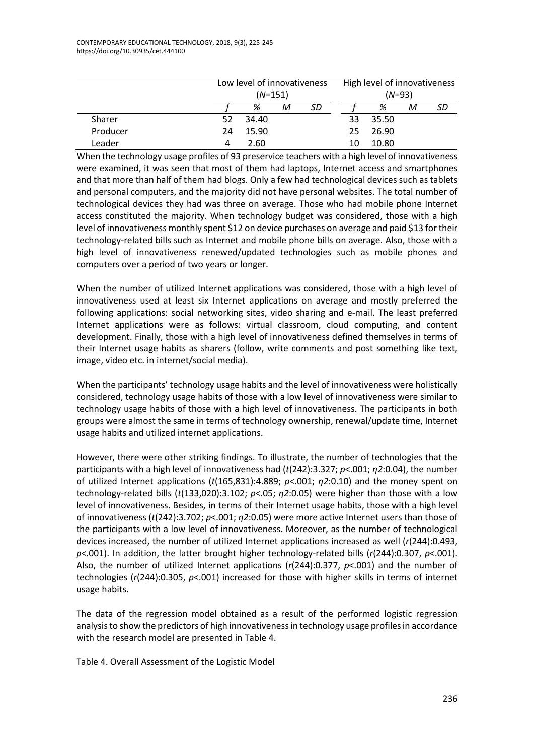| | Low level of innovativeness ($N$=151) | | | | High level of innovativeness ($N$=93) | | | |
|---|---|---|---|---|---|---|---|---|
| | *f* | % | *M* | *SD* | *f* | % | *M* | *SD* |
| Sharer | 52 | 34.40 | | | 33 | 35.50 | | |
| Producer | 24 | 15.90 | | | 25 | 26.90 | | |
| Leader | 4 | 2.60 | | | 10 | 10.80 | | |

When the technology usage profiles of 93 preservice teachers with a high level of innovativeness were examined, it was seen that most of them had laptops, Internet access and smartphones and that more than half of them had blogs. Only a few had technological devices such as tablets and personal computers, and the majority did not have personal websites. The total number of technological devices they had was three on average. Those who had mobile phone Internet access constituted the majority. When technology budget was considered, those with a high level of innovativeness monthly spent $12 on device purchases on average and paid $13 for their technology-related bills such as Internet and mobile phone bills on average. Also, those with a high level of innovativeness renewed/updated technologies such as mobile phones and computers over a period of two years or longer.

When the number of utilized Internet applications was considered, those with a high level of innovativeness used at least six Internet applications on average and mostly preferred the following applications: social networking sites, video sharing and e-mail. The least preferred Internet applications were as follows: virtual classroom, cloud computing, and content development. Finally, those with a high level of innovativeness defined themselves in terms of their Internet usage habits as sharers (follow, write comments and post something like text, image, video etc. in internet/social media).

When the participants' technology usage habits and the level of innovativeness were holistically considered, technology usage habits of those with a low level of innovativeness were similar to technology usage habits of those with a high level of innovativeness. The participants in both groups were almost the same in terms of technology ownership, renewal/update time, Internet usage habits and utilized internet applications.

However, there were other striking findings. To illustrate, the number of technologies that the participants with a high level of innovativeness had ($t(242)$:3.327; $p$<.001; $\eta 2$:0.04), the number of utilized Internet applications ($t(165,831)$:4.889; $p$<.001; $\eta 2$:0.10) and the money spent on technology-related bills ($t(133,020)$:3.102; $p$<.05; $\eta 2$:0.05) were higher than those with a low level of innovativeness. Besides, in terms of their Internet usage habits, those with a high level of innovativeness ($t(242)$:3.702; $p$<.001; $\eta 2$:0.05) were more active Internet users than those of the participants with a low level of innovativeness. Moreover, as the number of technological devices increased, the number of utilized Internet applications increased as well ($r(244)$:0.493, $p$<.001). In addition, the latter brought higher technology-related bills ($r(244)$:0.307, $p$<.001). Also, the number of utilized Internet applications ($r(244)$:0.377, $p$<.001) and the number of technologies ($r(244)$:0.305, $p$<.001) increased for those with higher skills in terms of internet usage habits.

The data of the regression model obtained as a result of the performed logistic regression analysis to show the predictors of high innovativeness in technology usage profiles in accordance with the research model are presented in Table 4.

Table 4. Overall Assessment of the Logistic Model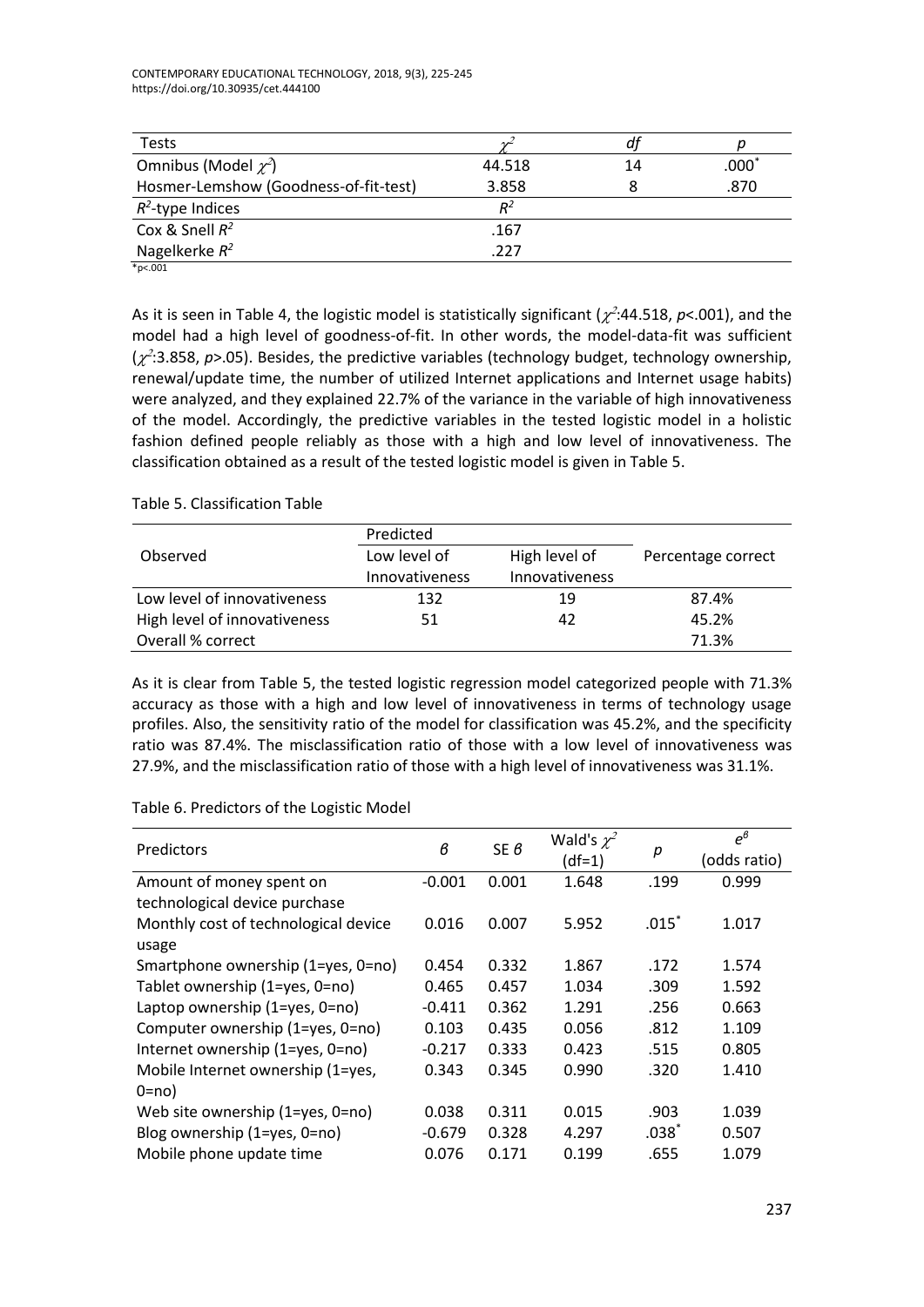| Tests | $\chi^2$ | *df* | *p* |
|---|---|---|---|
| Omnibus (Model $\chi^2$) | 44.518 | 14 | .000* |
| Hosmer-Lemshow (Goodness-of-fit-test) | 3.858 | 8 | .870 |
| $R^2$-type Indices | $R^2$ | | |
| Cox & Snell $R^2$ | .167 | | |
| Nagelkerke $R^2$ | .227 | | |

*p<.001

As it is seen in Table 4, the logistic model is statistically significant ($\chi^2$:44.518, $p$<.001), and the model had a high level of goodness-of-fit. In other words, the model-data-fit was sufficient ($\chi^2$:3.858, $p$>.05). Besides, the predictive variables (technology budget, technology ownership, renewal/update time, the number of utilized Internet applications and Internet usage habits) were analyzed, and they explained 22.7% of the variance in the variable of high innovativeness of the model. Accordingly, the predictive variables in the tested logistic model in a holistic fashion defined people reliably as those with a high and low level of innovativeness. The classification obtained as a result of the tested logistic model is given in Table 5.

Table 5. Classification Table

| Observed | Predicted | | Percentage correct |
|---|---|---|---|
| | Low level of Innovativeness | High level of Innovativeness | |
| Low level of innovativeness | 132 | 19 | 87.4% |
| High level of innovativeness | 51 | 42 | 45.2% |
| Overall % correct | | | 71.3% |

As it is clear from Table 5, the tested logistic regression model categorized people with 71.3% accuracy as those with a high and low level of innovativeness in terms of technology usage profiles. Also, the sensitivity ratio of the model for classification was 45.2%, and the specificity ratio was 87.4%. The misclassification ratio of those with a low level of innovativeness was 27.9%, and the misclassification ratio of those with a high level of innovativeness was 31.1%.

Table 6. Predictors of the Logistic Model

| Predictors | *B* | SE *B* | Wald's $\chi^2$ (df=1) | *p* | $e^B$ (odds ratio) |
|---|---|---|---|---|---|
| Amount of money spent on technological device purchase | -0.001 | 0.001 | 1.648 | .199 | 0.999 |
| Monthly cost of technological device usage | 0.016 | 0.007 | 5.952 | .015* | 1.017 |
| Smartphone ownership (1=yes, 0=no) | 0.454 | 0.332 | 1.867 | .172 | 1.574 |
| Tablet ownership (1=yes, 0=no) | 0.465 | 0.457 | 1.034 | .309 | 1.592 |
| Laptop ownership (1=yes, 0=no) | -0.411 | 0.362 | 1.291 | .256 | 0.663 |
| Computer ownership (1=yes, 0=no) | 0.103 | 0.435 | 0.056 | .812 | 1.109 |
| Internet ownership (1=yes, 0=no) | -0.217 | 0.333 | 0.423 | .515 | 0.805 |
| Mobile Internet ownership (1=yes, 0=no) | 0.343 | 0.345 | 0.990 | .320 | 1.410 |
| Web site ownership (1=yes, 0=no) | 0.038 | 0.311 | 0.015 | .903 | 1.039 |
| Blog ownership (1=yes, 0=no) | -0.679 | 0.328 | 4.297 | .038* | 0.507 |
| Mobile phone update time | 0.076 | 0.171 | 0.199 | .655 | 1.079 |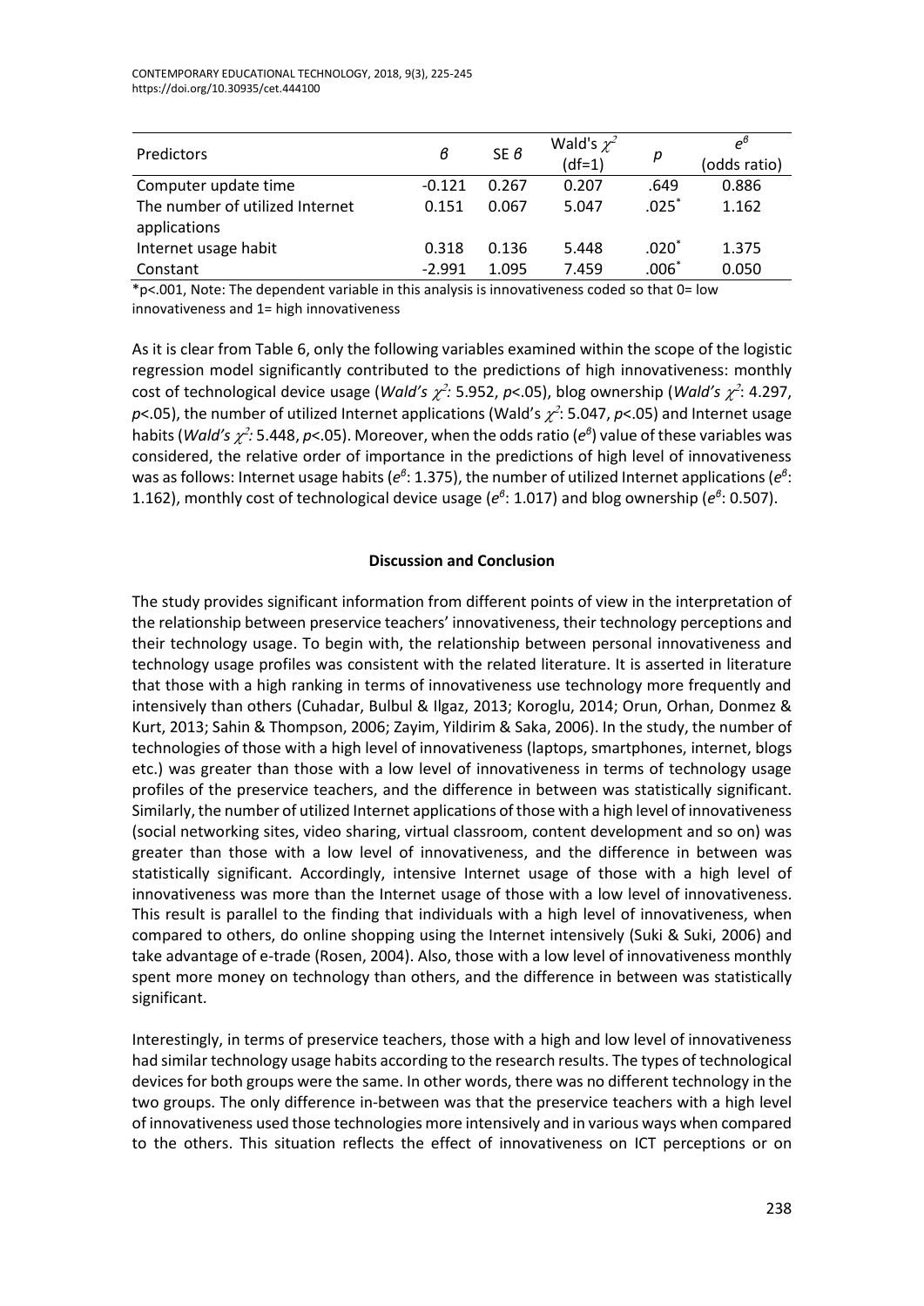| Predictors | $\beta$ | SE $\beta$ | Wald's $\chi^2$ (df=1) | $p$ | $e^{\beta}$ (odds ratio) |
|---|---|---|---|---|---|
| Computer update time | -0.121 | 0.267 | 0.207 | .649 | 0.886 |
| The number of utilized Internet applications | 0.151 | 0.067 | 5.047 | .025* | 1.162 |
| Internet usage habit | 0.318 | 0.136 | 5.448 | .020* | 1.375 |
| Constant | -2.991 | 1.095 | 7.459 | .006* | 0.050 |

*p<.001, Note: The dependent variable in this analysis is innovativeness coded so that 0= low innovativeness and 1= high innovativeness

As it is clear from Table 6, only the following variables examined within the scope of the logistic regression model significantly contributed to the predictions of high innovativeness: monthly cost of technological device usage (*Wald's* $\chi^2$*:* 5.952, $p<.05$), blog ownership (*Wald's* $\chi^2$: 4.297, $p<.05$), the number of utilized Internet applications (Wald's $\chi^2$: 5.047, $p<.05$) and Internet usage habits (*Wald's* $\chi^2$*:* 5.448, $p<.05$). Moreover, when the odds ratio ($e^{\beta}$) value of these variables was considered, the relative order of importance in the predictions of high level of innovativeness was as follows: Internet usage habits ($e^{\beta}$: 1.375), the number of utilized Internet applications ($e^{\beta}$: 1.162), monthly cost of technological device usage ($e^{\beta}$: 1.017) and blog ownership ($e^{\beta}$: 0.507).

## Discussion and Conclusion

The study provides significant information from different points of view in the interpretation of the relationship between preservice teachers' innovativeness, their technology perceptions and their technology usage. To begin with, the relationship between personal innovativeness and technology usage profiles was consistent with the related literature. It is asserted in literature that those with a high ranking in terms of innovativeness use technology more frequently and intensively than others (Cuhadar, Bulbul & Ilgaz, 2013; Koroglu, 2014; Orun, Orhan, Donmez & Kurt, 2013; Sahin & Thompson, 2006; Zayim, Yildirim & Saka, 2006). In the study, the number of technologies of those with a high level of innovativeness (laptops, smartphones, internet, blogs etc.) was greater than those with a low level of innovativeness in terms of technology usage profiles of the preservice teachers, and the difference in between was statistically significant. Similarly, the number of utilized Internet applications of those with a high level of innovativeness (social networking sites, video sharing, virtual classroom, content development and so on) was greater than those with a low level of innovativeness, and the difference in between was statistically significant. Accordingly, intensive Internet usage of those with a high level of innovativeness was more than the Internet usage of those with a low level of innovativeness. This result is parallel to the finding that individuals with a high level of innovativeness, when compared to others, do online shopping using the Internet intensively (Suki & Suki, 2006) and take advantage of e-trade (Rosen, 2004). Also, those with a low level of innovativeness monthly spent more money on technology than others, and the difference in between was statistically significant.

Interestingly, in terms of preservice teachers, those with a high and low level of innovativeness had similar technology usage habits according to the research results. The types of technological devices for both groups were the same. In other words, there was no different technology in the two groups. The only difference in-between was that the preservice teachers with a high level of innovativeness used those technologies more intensively and in various ways when compared to the others. This situation reflects the effect of innovativeness on ICT perceptions or on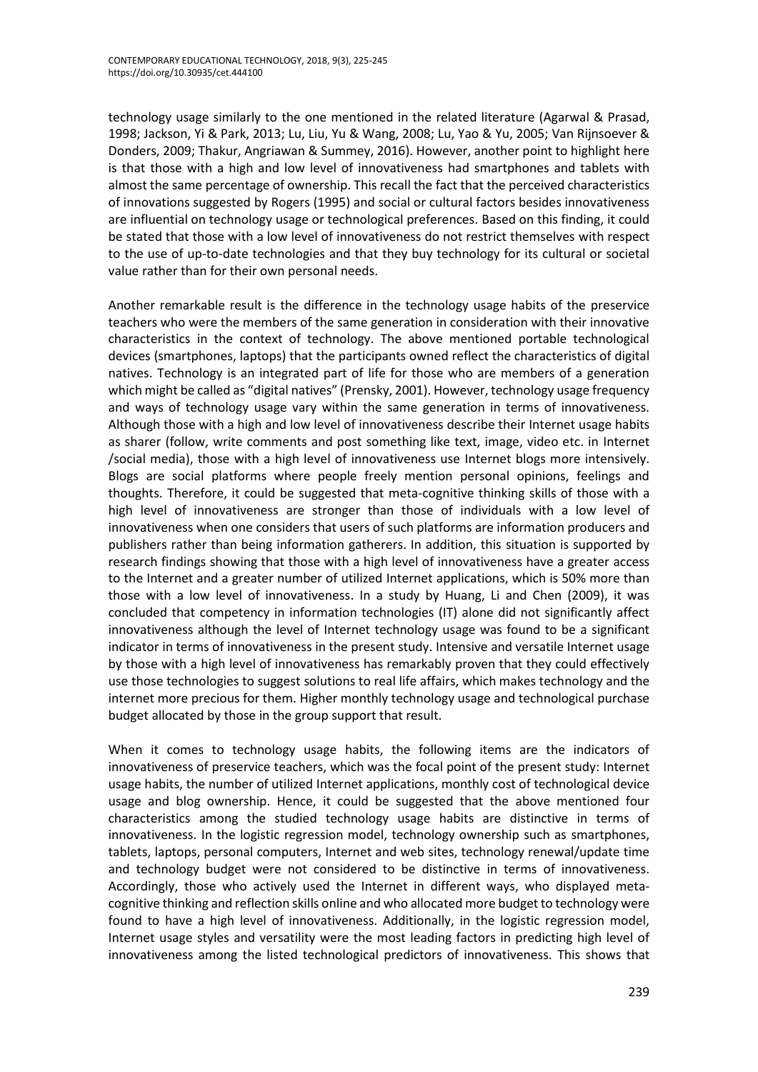technology usage similarly to the one mentioned in the related literature (Agarwal & Prasad, 1998; Jackson, Yi & Park, 2013; Lu, Liu, Yu & Wang, 2008; Lu, Yao & Yu, 2005; Van Rijnsoever & Donders, 2009; Thakur, Angriawan & Summey, 2016). However, another point to highlight here is that those with a high and low level of innovativeness had smartphones and tablets with almost the same percentage of ownership. This recall the fact that the perceived characteristics of innovations suggested by Rogers (1995) and social or cultural factors besides innovativeness are influential on technology usage or technological preferences. Based on this finding, it could be stated that those with a low level of innovativeness do not restrict themselves with respect to the use of up-to-date technologies and that they buy technology for its cultural or societal value rather than for their own personal needs.

Another remarkable result is the difference in the technology usage habits of the preservice teachers who were the members of the same generation in consideration with their innovative characteristics in the context of technology. The above mentioned portable technological devices (smartphones, laptops) that the participants owned reflect the characteristics of digital natives. Technology is an integrated part of life for those who are members of a generation which might be called as "digital natives" (Prensky, 2001). However, technology usage frequency and ways of technology usage vary within the same generation in terms of innovativeness. Although those with a high and low level of innovativeness describe their Internet usage habits as sharer (follow, write comments and post something like text, image, video etc. in Internet /social media), those with a high level of innovativeness use Internet blogs more intensively. Blogs are social platforms where people freely mention personal opinions, feelings and thoughts. Therefore, it could be suggested that meta-cognitive thinking skills of those with a high level of innovativeness are stronger than those of individuals with a low level of innovativeness when one considers that users of such platforms are information producers and publishers rather than being information gatherers. In addition, this situation is supported by research findings showing that those with a high level of innovativeness have a greater access to the Internet and a greater number of utilized Internet applications, which is 50% more than those with a low level of innovativeness. In a study by Huang, Li and Chen (2009), it was concluded that competency in information technologies (IT) alone did not significantly affect innovativeness although the level of Internet technology usage was found to be a significant indicator in terms of innovativeness in the present study. Intensive and versatile Internet usage by those with a high level of innovativeness has remarkably proven that they could effectively use those technologies to suggest solutions to real life affairs, which makes technology and the internet more precious for them. Higher monthly technology usage and technological purchase budget allocated by those in the group support that result.

When it comes to technology usage habits, the following items are the indicators of innovativeness of preservice teachers, which was the focal point of the present study: Internet usage habits, the number of utilized Internet applications, monthly cost of technological device usage and blog ownership. Hence, it could be suggested that the above mentioned four characteristics among the studied technology usage habits are distinctive in terms of innovativeness. In the logistic regression model, technology ownership such as smartphones, tablets, laptops, personal computers, Internet and web sites, technology renewal/update time and technology budget were not considered to be distinctive in terms of innovativeness. Accordingly, those who actively used the Internet in different ways, who displayed meta-cognitive thinking and reflection skills online and who allocated more budget to technology were found to have a high level of innovativeness. Additionally, in the logistic regression model, Internet usage styles and versatility were the most leading factors in predicting high level of innovativeness among the listed technological predictors of innovativeness. This shows that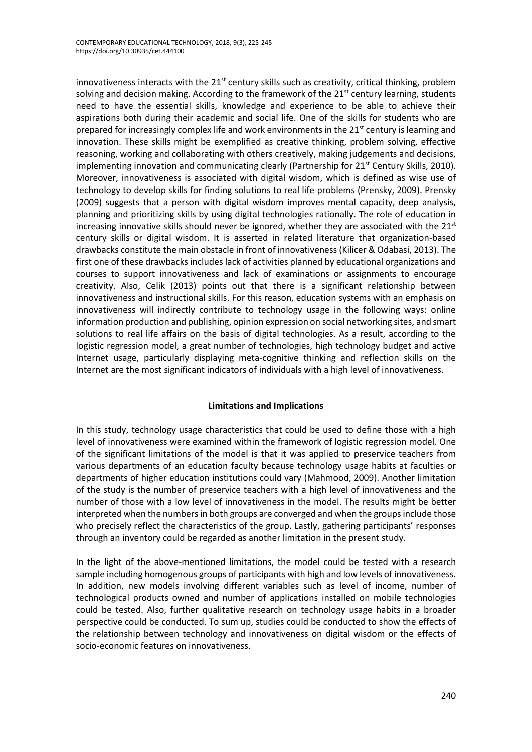innovativeness interacts with the 21st century skills such as creativity, critical thinking, problem solving and decision making. According to the framework of the 21st century learning, students need to have the essential skills, knowledge and experience to be able to achieve their aspirations both during their academic and social life. One of the skills for students who are prepared for increasingly complex life and work environments in the 21st century is learning and innovation. These skills might be exemplified as creative thinking, problem solving, effective reasoning, working and collaborating with others creatively, making judgements and decisions, implementing innovation and communicating clearly (Partnership for 21st Century Skills, 2010). Moreover, innovativeness is associated with digital wisdom, which is defined as wise use of technology to develop skills for finding solutions to real life problems (Prensky, 2009). Prensky (2009) suggests that a person with digital wisdom improves mental capacity, deep analysis, planning and prioritizing skills by using digital technologies rationally. The role of education in increasing innovative skills should never be ignored, whether they are associated with the 21st century skills or digital wisdom. It is asserted in related literature that organization-based drawbacks constitute the main obstacle in front of innovativeness (Kilicer & Odabasi, 2013). The first one of these drawbacks includes lack of activities planned by educational organizations and courses to support innovativeness and lack of examinations or assignments to encourage creativity. Also, Celik (2013) points out that there is a significant relationship between innovativeness and instructional skills. For this reason, education systems with an emphasis on innovativeness will indirectly contribute to technology usage in the following ways: online information production and publishing, opinion expression on social networking sites, and smart solutions to real life affairs on the basis of digital technologies. As a result, according to the logistic regression model, a great number of technologies, high technology budget and active Internet usage, particularly displaying meta-cognitive thinking and reflection skills on the Internet are the most significant indicators of individuals with a high level of innovativeness.

## Limitations and Implications

In this study, technology usage characteristics that could be used to define those with a high level of innovativeness were examined within the framework of logistic regression model. One of the significant limitations of the model is that it was applied to preservice teachers from various departments of an education faculty because technology usage habits at faculties or departments of higher education institutions could vary (Mahmood, 2009). Another limitation of the study is the number of preservice teachers with a high level of innovativeness and the number of those with a low level of innovativeness in the model. The results might be better interpreted when the numbers in both groups are converged and when the groups include those who precisely reflect the characteristics of the group. Lastly, gathering participants' responses through an inventory could be regarded as another limitation in the present study.

In the light of the above-mentioned limitations, the model could be tested with a research sample including homogenous groups of participants with high and low levels of innovativeness. In addition, new models involving different variables such as level of income, number of technological products owned and number of applications installed on mobile technologies could be tested. Also, further qualitative research on technology usage habits in a broader perspective could be conducted. To sum up, studies could be conducted to show the effects of the relationship between technology and innovativeness on digital wisdom or the effects of socio-economic features on innovativeness.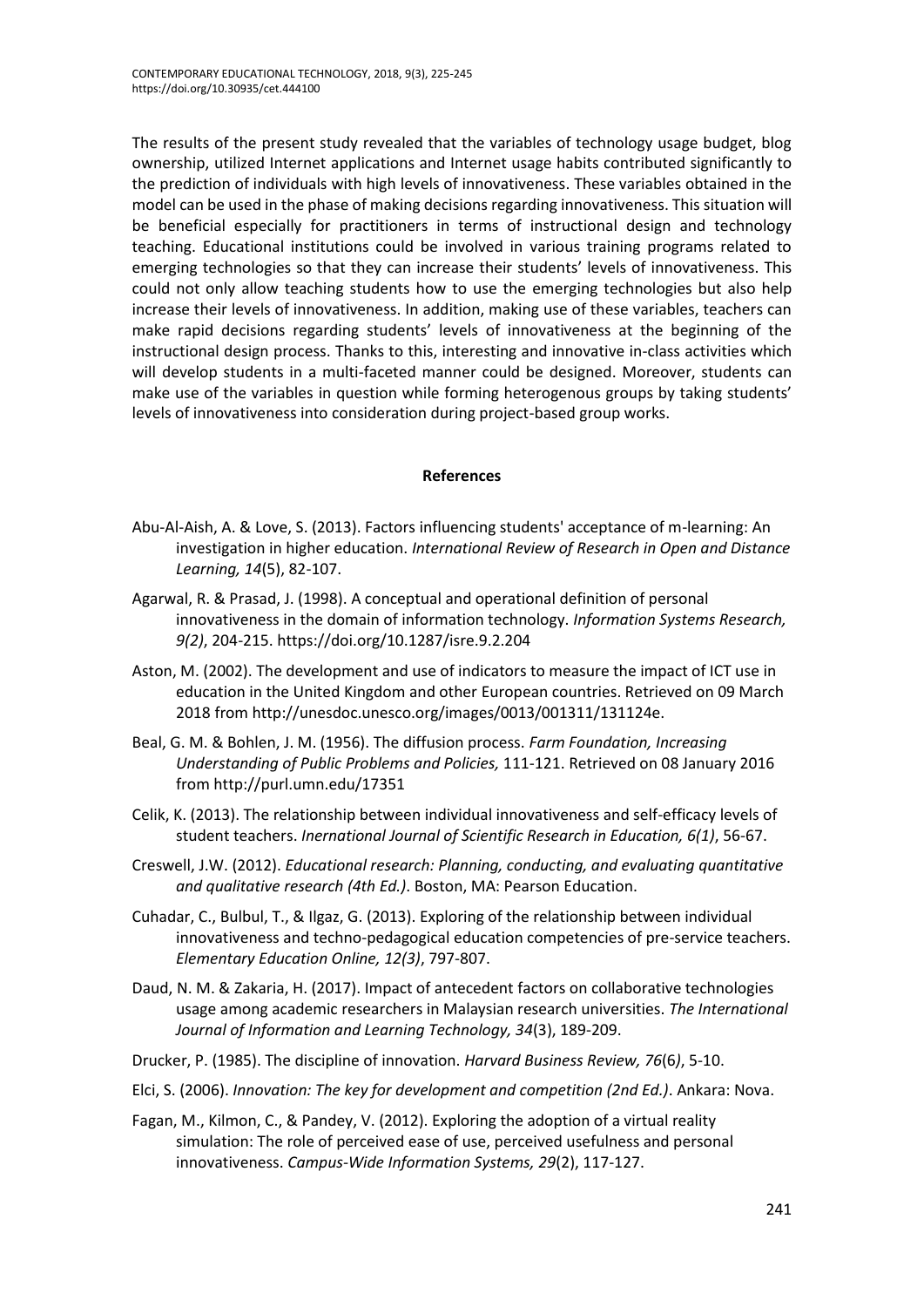The results of the present study revealed that the variables of technology usage budget, blog ownership, utilized Internet applications and Internet usage habits contributed significantly to the prediction of individuals with high levels of innovativeness. These variables obtained in the model can be used in the phase of making decisions regarding innovativeness. This situation will be beneficial especially for practitioners in terms of instructional design and technology teaching. Educational institutions could be involved in various training programs related to emerging technologies so that they can increase their students' levels of innovativeness. This could not only allow teaching students how to use the emerging technologies but also help increase their levels of innovativeness. In addition, making use of these variables, teachers can make rapid decisions regarding students' levels of innovativeness at the beginning of the instructional design process. Thanks to this, interesting and innovative in-class activities which will develop students in a multi-faceted manner could be designed. Moreover, students can make use of the variables in question while forming heterogenous groups by taking students' levels of innovativeness into consideration during project-based group works.

## References

Abu-Al-Aish, A. & Love, S. (2013). Factors influencing students' acceptance of m-learning: An investigation in higher education. *International Review of Research in Open and Distance Learning, 14*(5), 82-107.

Agarwal, R. & Prasad, J. (1998). A conceptual and operational definition of personal innovativeness in the domain of information technology. *Information Systems Research, 9(2)*, 204-215. https://doi.org/10.1287/isre.9.2.204

Aston, M. (2002). The development and use of indicators to measure the impact of ICT use in education in the United Kingdom and other European countries. Retrieved on 09 March 2018 from http://unesdoc.unesco.org/images/0013/001311/131124e.

Beal, G. M. & Bohlen, J. M. (1956). The diffusion process. *Farm Foundation, Increasing Understanding of Public Problems and Policies,* 111-121. Retrieved on 08 January 2016 from http://purl.umn.edu/17351

Celik, K. (2013). The relationship between individual innovativeness and self-efficacy levels of student teachers. *Inernational Journal of Scientific Research in Education, 6(1)*, 56-67.

Creswell, J.W. (2012). *Educational research: Planning, conducting, and evaluating quantitative and qualitative research (4th Ed.)*. Boston, MA: Pearson Education.

Cuhadar, C., Bulbul, T., & Ilgaz, G. (2013). Exploring of the relationship between individual innovativeness and techno-pedagogical education competencies of pre-service teachers. *Elementary Education Online, 12(3)*, 797-807.

Daud, N. M. & Zakaria, H. (2017). Impact of antecedent factors on collaborative technologies usage among academic researchers in Malaysian research universities. *The International Journal of Information and Learning Technology, 34*(3), 189-209.

Drucker, P. (1985). The discipline of innovation. *Harvard Business Review, 76*(6*)*, 5-10.

Elci, S. (2006). *Innovation: The key for development and competition (2nd Ed.)*. Ankara: Nova.

Fagan, M., Kilmon, C., & Pandey, V. (2012). Exploring the adoption of a virtual reality simulation: The role of perceived ease of use, perceived usefulness and personal innovativeness. *Campus-Wide Information Systems, 29*(2), 117-127.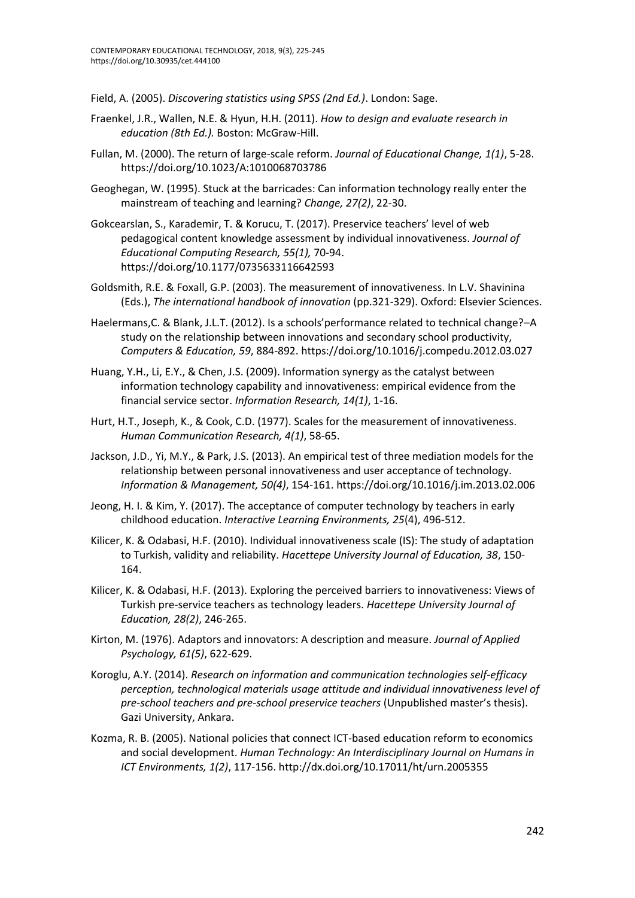Field, A. (2005). *Discovering statistics using SPSS (2nd Ed.)*. London: Sage.

Fraenkel, J.R., Wallen, N.E. & Hyun, H.H. (2011). *How to design and evaluate research in education (8th Ed.).* Boston: McGraw-Hill.

Fullan, M. (2000). The return of large-scale reform. *Journal of Educational Change, 1(1)*, 5-28. https://doi.org/10.1023/A:1010068703786

Geoghegan, W. (1995). Stuck at the barricades: Can information technology really enter the mainstream of teaching and learning? *Change, 27(2)*, 22-30.

Gokcearslan, S., Karademir, T. & Korucu, T. (2017). Preservice teachers' level of web pedagogical content knowledge assessment by individual innovativeness. *Journal of Educational Computing Research, 55(1),* 70-94. https://doi.org/10.1177/0735633116642593

Goldsmith, R.E. & Foxall, G.P. (2003). The measurement of innovativeness. In L.V. Shavinina (Eds.), *The international handbook of innovation* (pp.321-329). Oxford: Elsevier Sciences.

Haelermans,C. & Blank, J.L.T. (2012). Is a schools'performance related to technical change?–A study on the relationship between innovations and secondary school productivity, *Computers & Education, 59*, 884-892. https://doi.org/10.1016/j.compedu.2012.03.027

Huang, Y.H., Li, E.Y., & Chen, J.S. (2009). Information synergy as the catalyst between information technology capability and innovativeness: empirical evidence from the financial service sector. *Information Research, 14(1)*, 1-16.

Hurt, H.T., Joseph, K., & Cook, C.D. (1977). Scales for the measurement of innovativeness. *Human Communication Research, 4(1)*, 58-65.

Jackson, J.D., Yi, M.Y., & Park, J.S. (2013). An empirical test of three mediation models for the relationship between personal innovativeness and user acceptance of technology. *Information & Management, 50(4)*, 154-161. https://doi.org/10.1016/j.im.2013.02.006

Jeong, H. I. & Kim, Y. (2017). The acceptance of computer technology by teachers in early childhood education. *Interactive Learning Environments, 25*(4), 496-512.

Kilicer, K. & Odabasi, H.F. (2010). Individual innovativeness scale (IS): The study of adaptation to Turkish, validity and reliability. *Hacettepe University Journal of Education, 38*, 150-164.

Kilicer, K. & Odabasi, H.F. (2013). Exploring the perceived barriers to innovativeness: Views of Turkish pre-service teachers as technology leaders. *Hacettepe University Journal of Education, 28(2)*, 246-265.

Kirton, M. (1976). Adaptors and innovators: A description and measure. *Journal of Applied Psychology, 61(5)*, 622-629.

Koroglu, A.Y. (2014). *Research on information and communication technologies self-efficacy perception, technological materials usage attitude and individual innovativeness level of pre-school teachers and pre-school preservice teachers* (Unpublished master's thesis). Gazi University, Ankara.

Kozma, R. B. (2005). National policies that connect ICT-based education reform to economics and social development. *Human Technology: An Interdisciplinary Journal on Humans in ICT Environments, 1(2)*, 117-156. http://dx.doi.org/10.17011/ht/urn.2005355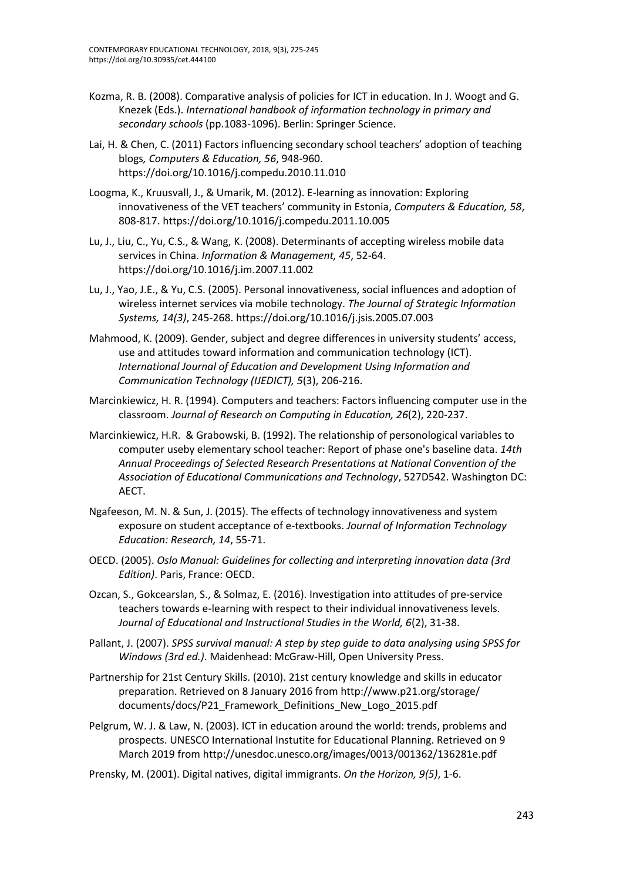Kozma, R. B. (2008). Comparative analysis of policies for ICT in education. In J. Woogt and G. Knezek (Eds.). *International handbook of information technology in primary and secondary schools* (pp.1083-1096). Berlin: Springer Science.

Lai, H. & Chen, C. (2011) Factors influencing secondary school teachers' adoption of teaching blogs*, Computers & Education, 56*, 948-960. https://doi.org/10.1016/j.compedu.2010.11.010

Loogma, K., Kruusvall, J., & Umarik, M. (2012). E-learning as innovation: Exploring innovativeness of the VET teachers' community in Estonia, *Computers & Education, 58*, 808-817. https://doi.org/10.1016/j.compedu.2011.10.005

Lu, J., Liu, C., Yu, C.S., & Wang, K. (2008). Determinants of accepting wireless mobile data services in China. *Information & Management, 45*, 52-64. https://doi.org/10.1016/j.im.2007.11.002

Lu, J., Yao, J.E., & Yu, C.S. (2005). Personal innovativeness, social influences and adoption of wireless internet services via mobile technology. *The Journal of Strategic Information Systems, 14(3)*, 245-268. https://doi.org/10.1016/j.jsis.2005.07.003

Mahmood, K. (2009). Gender, subject and degree differences in university students' access, use and attitudes toward information and communication technology (ICT). *International Journal of Education and Development Using Information and Communication Technology (IJEDICT), 5*(3), 206-216.

Marcinkiewicz, H. R. (1994). Computers and teachers: Factors influencing computer use in the classroom. *Journal of Research on Computing in Education, 26*(2), 220-237.

Marcinkiewicz, H.R. & Grabowski, B. (1992). The relationship of personological variables to computer useby elementary school teacher: Report of phase one's baseline data. *14th Annual Proceedings of Selected Research Presentations at National Convention of the Association of Educational Communications and Technology*, 527D542. Washington DC: AECT.

Ngafeeson, M. N. & Sun, J. (2015). The effects of technology innovativeness and system exposure on student acceptance of e-textbooks. *Journal of Information Technology Education: Research, 14*, 55-71.

OECD. (2005). *Oslo Manual: Guidelines for collecting and interpreting innovation data (3rd Edition)*. Paris, France: OECD.

Ozcan, S., Gokcearslan, S., & Solmaz, E. (2016). Investigation into attitudes of pre-service teachers towards e-learning with respect to their individual innovativeness levels. *Journal of Educational and Instructional Studies in the World, 6*(2), 31-38.

Pallant, J. (2007). *SPSS survival manual: A step by step guide to data analysing using SPSS for Windows (3rd ed.)*. Maidenhead: McGraw-Hill, Open University Press.

Partnership for 21st Century Skills. (2010). 21st century knowledge and skills in educator preparation. Retrieved on 8 January 2016 from http://www.p21.org/storage/documents/docs/P21_Framework_Definitions_New_Logo_2015.pdf

Pelgrum, W. J. & Law, N. (2003). ICT in education around the world: trends, problems and prospects. UNESCO International Instutite for Educational Planning. Retrieved on 9 March 2019 from http://unesdoc.unesco.org/images/0013/001362/136281e.pdf

Prensky, M. (2001). Digital natives, digital immigrants. *On the Horizon, 9(5)*, 1-6.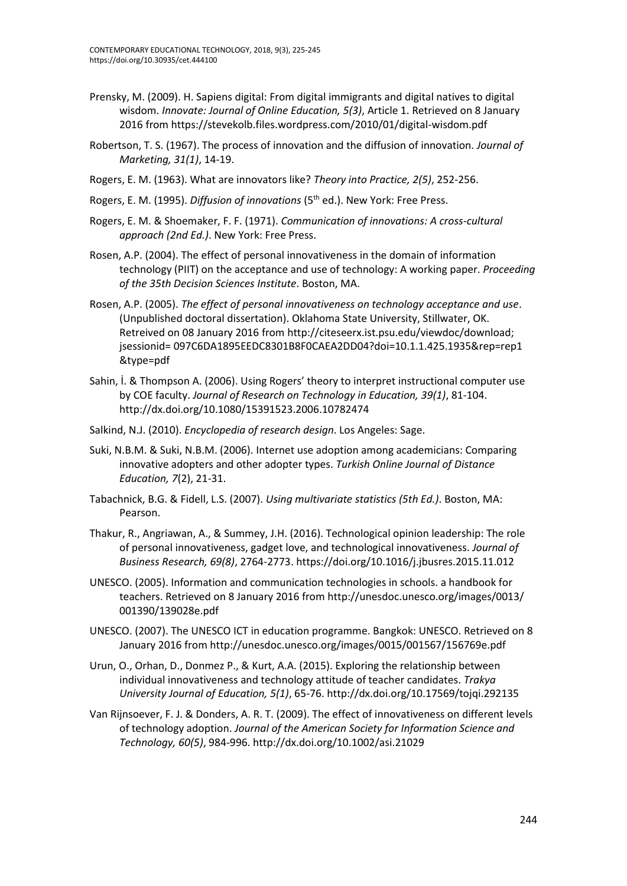Prensky, M. (2009). H. Sapiens digital: From digital immigrants and digital natives to digital wisdom. *Innovate: Journal of Online Education, 5(3)*, Article 1. Retrieved on 8 January 2016 from https://stevekolb.files.wordpress.com/2010/01/digital-wisdom.pdf

Robertson, T. S. (1967). The process of innovation and the diffusion of innovation. *Journal of Marketing, 31(1)*, 14-19.

Rogers, E. M. (1963). What are innovators like? *Theory into Practice, 2(5)*, 252-256.

Rogers, E. M. (1995). *Diffusion of innovations* (5th ed.). New York: Free Press.

Rogers, E. M. & Shoemaker, F. F. (1971). *Communication of innovations: A cross-cultural approach (2nd Ed.)*. New York: Free Press.

Rosen, A.P. (2004). The effect of personal innovativeness in the domain of information technology (PIIT) on the acceptance and use of technology: A working paper. *Proceeding of the 35th Decision Sciences Institute*. Boston, MA.

Rosen, A.P. (2005). *The effect of personal innovativeness on technology acceptance and use*. (Unpublished doctoral dissertation). Oklahoma State University, Stillwater, OK. Retreived on 08 January 2016 from http://citeseerx.ist.psu.edu/viewdoc/download; jsessionid= 097C6DA1895EEDC8301B8F0CAEA2DD04?doi=10.1.1.425.1935&rep=rep1 &type=pdf

Sahin, İ. & Thompson A. (2006). Using Rogers' theory to interpret instructional computer use by COE faculty. *Journal of Research on Technology in Education, 39(1)*, 81-104. http://dx.doi.org/10.1080/15391523.2006.10782474

Salkind, N.J. (2010). *Encyclopedia of research design*. Los Angeles: Sage.

Suki, N.B.M. & Suki, N.B.M. (2006). Internet use adoption among academicians: Comparing innovative adopters and other adopter types. *Turkish Online Journal of Distance Education, 7*(2), 21-31.

Tabachnick, B.G. & Fidell, L.S. (2007). *Using multivariate statistics (5th Ed.)*. Boston, MA: Pearson.

Thakur, R., Angriawan, A., & Summey, J.H. (2016). Technological opinion leadership: The role of personal innovativeness, gadget love, and technological innovativeness. *Journal of Business Research, 69(8)*, 2764-2773. https://doi.org/10.1016/j.jbusres.2015.11.012

UNESCO. (2005). Information and communication technologies in schools. a handbook for teachers. Retrieved on 8 January 2016 from http://unesdoc.unesco.org/images/0013/ 001390/139028e.pdf

UNESCO. (2007). The UNESCO ICT in education programme. Bangkok: UNESCO. Retrieved on 8 January 2016 from http://unesdoc.unesco.org/images/0015/001567/156769e.pdf

Urun, O., Orhan, D., Donmez P., & Kurt, A.A. (2015). Exploring the relationship between individual innovativeness and technology attitude of teacher candidates. *Trakya University Journal of Education, 5(1)*, 65-76. http://dx.doi.org/10.17569/tojqi.292135

Van Rijnsoever, F. J. & Donders, A. R. T. (2009). The effect of innovativeness on different levels of technology adoption. *Journal of the American Society for Information Science and Technology, 60(5)*, 984-996. http://dx.doi.org/10.1002/asi.21029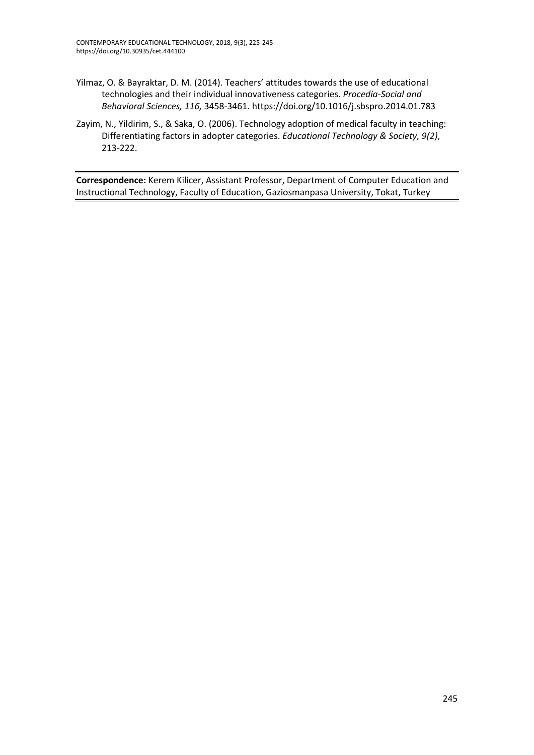Yilmaz, O. & Bayraktar, D. M. (2014). Teachers' attitudes towards the use of educational technologies and their individual innovativeness categories. *Procedia-Social and Behavioral Sciences, 116,* 3458-3461. https://doi.org/10.1016/j.sbspro.2014.01.783

Zayim, N., Yildirim, S., & Saka, O. (2006). Technology adoption of medical faculty in teaching: Differentiating factors in adopter categories. *Educational Technology & Society, 9(2)*, 213-222.

---

**Correspondence:** Kerem Kilicer, Assistant Professor, Department of Computer Education and Instructional Technology, Faculty of Education, Gaziosmanpasa University, Tokat, Turkey